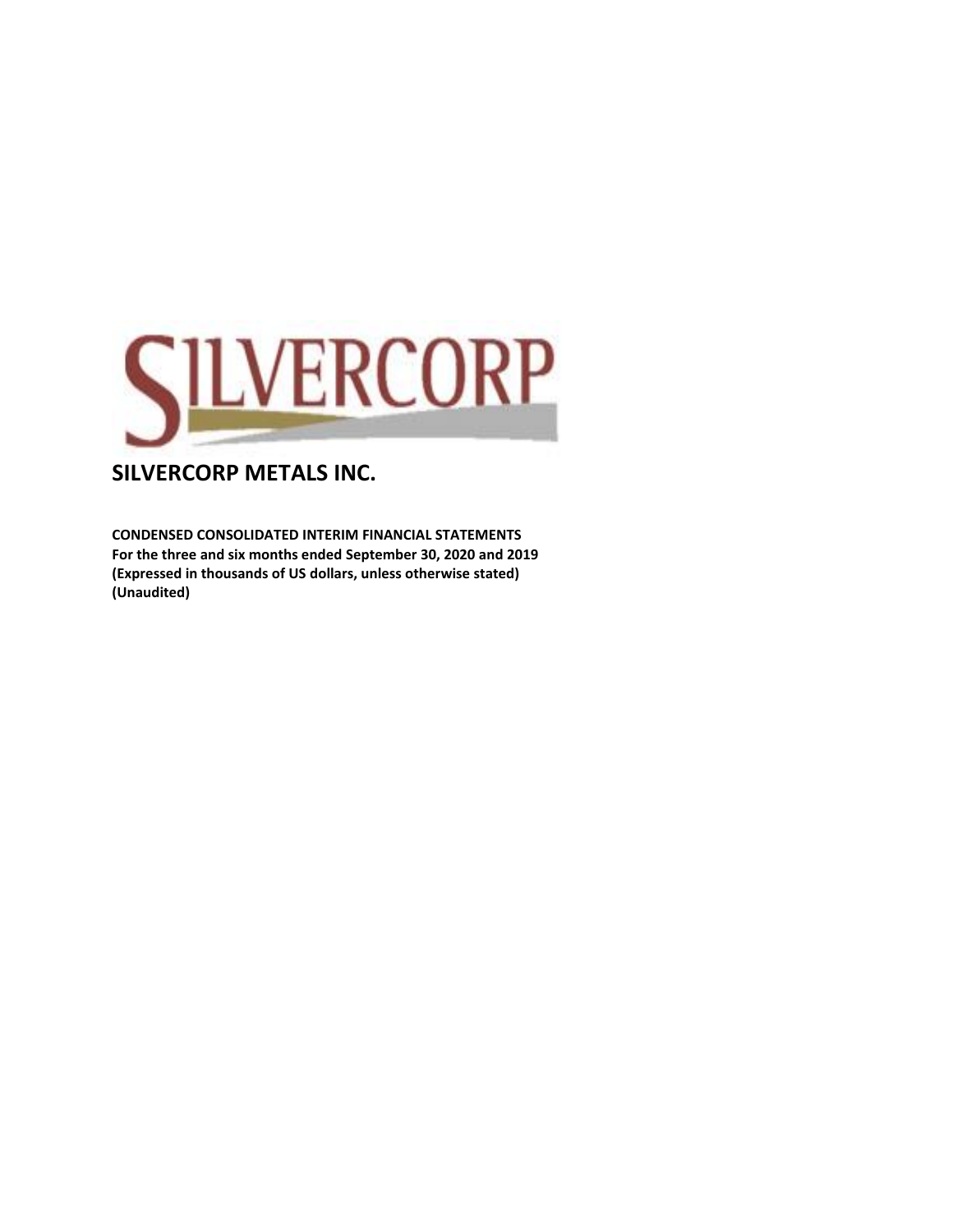# SILVERCORP METALS INC.

**CONDENSED CONSOLIDATED INTERIM FINANCIAL STATEMENTS**
**For the three and six months ended September 30, 2020 and 2019**
**(Expressed in thousands of US dollars, unless otherwise stated)**
**(Unaudited)**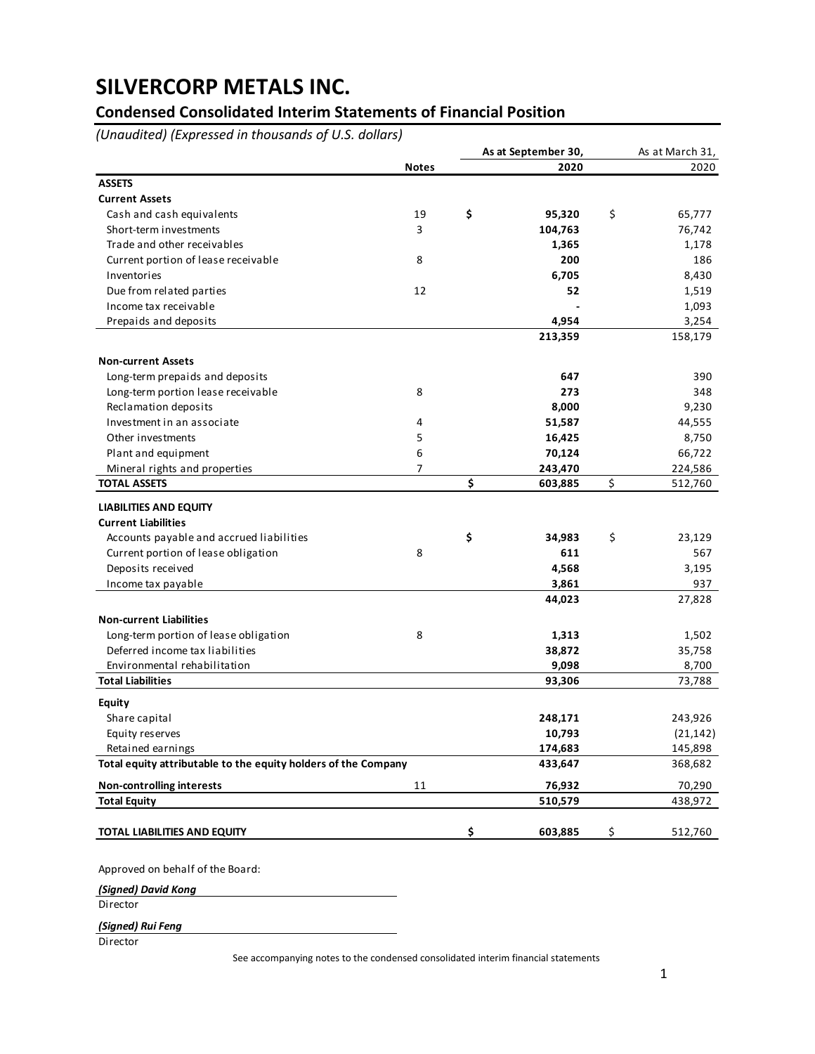# SILVERCORP METALS INC.

## Condensed Consolidated Interim Statements of Financial Position

*(Unaudited) (Expressed in thousands of U.S. dollars)*

| | Notes | As at September 30, 2020 | As at March 31, 2020 |
|---|---|---|---|
| **ASSETS** | | | |
| **Current Assets** | | | |
| Cash and cash equivalents | 19 | **$ 95,320** | $ 65,777 |
| Short-term investments | 3 | **104,763** | 76,742 |
| Trade and other receivables | | **1,365** | 1,178 |
| Current portion of lease receivable | 8 | **200** | 186 |
| Inventories | | **6,705** | 8,430 |
| Due from related parties | 12 | **52** | 1,519 |
| Income tax receivable | | **-** | 1,093 |
| Prepaids and deposits | | **4,954** | 3,254 |
| | | **213,359** | 158,179 |
| **Non-current Assets** | | | |
| Long-term prepaids and deposits | | **647** | 390 |
| Long-term portion lease receivable | 8 | **273** | 348 |
| Reclamation deposits | | **8,000** | 9,230 |
| Investment in an associate | 4 | **51,587** | 44,555 |
| Other investments | 5 | **16,425** | 8,750 |
| Plant and equipment | 6 | **70,124** | 66,722 |
| Mineral rights and properties | 7 | **243,470** | 224,586 |
| **TOTAL ASSETS** | | **$ 603,885** | $ 512,760 |
| **LIABILITIES AND EQUITY** | | | |
| **Current Liabilities** | | | |
| Accounts payable and accrued liabilities | | **$ 34,983** | $ 23,129 |
| Current portion of lease obligation | 8 | **611** | 567 |
| Deposits received | | **4,568** | 3,195 |
| Income tax payable | | **3,861** | 937 |
| | | **44,023** | 27,828 |
| **Non-current Liabilities** | | | |
| Long-term portion of lease obligation | 8 | **1,313** | 1,502 |
| Deferred income tax liabilities | | **38,872** | 35,758 |
| Environmental rehabilitation | | **9,098** | 8,700 |
| **Total Liabilities** | | **93,306** | 73,788 |
| **Equity** | | | |
| Share capital | | **248,171** | 243,926 |
| Equity reserves | | **10,793** | (21,142) |
| Retained earnings | | **174,683** | 145,898 |
| **Total equity attributable to the equity holders of the Company** | | **433,647** | 368,682 |
| **Non-controlling interests** | 11 | **76,932** | 70,290 |
| **Total Equity** | | **510,579** | 438,972 |
| **TOTAL LIABILITIES AND EQUITY** | | **$ 603,885** | $ 512,760 |

Approved on behalf of the Board:

***(Signed) David Kong***
Director

***(Signed) Rui Feng***
Director

See accompanying notes to the condensed consolidated interim financial statements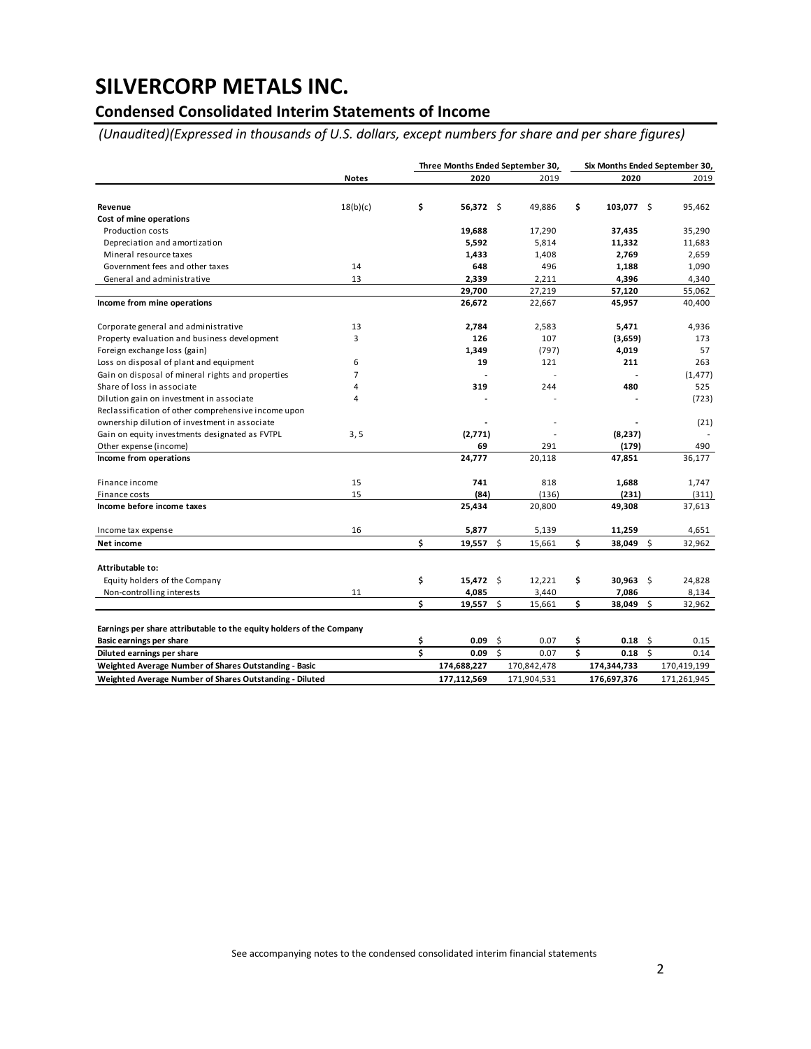# SILVERCORP METALS INC.

## Condensed Consolidated Interim Statements of Income

*(Unaudited)(Expressed in thousands of U.S. dollars, except numbers for share and per share figures)*

| | Notes | Three Months Ended September 30, 2020 | Three Months Ended September 30, 2019 | Six Months Ended September 30, 2020 | Six Months Ended September 30, 2019 |
|---|---|---|---|---|---|
| **Revenue** | 18(b)(c) | $ **56,372** | $ 49,886 | $ **103,077** | $ 95,462 |
| **Cost of mine operations** | | | | | |
| Production costs | | **19,688** | 17,290 | **37,435** | 35,290 |
| Depreciation and amortization | | **5,592** | 5,814 | **11,332** | 11,683 |
| Mineral resource taxes | | **1,433** | 1,408 | **2,769** | 2,659 |
| Government fees and other taxes | 14 | **648** | 496 | **1,188** | 1,090 |
| General and administrative | 13 | **2,339** | 2,211 | **4,396** | 4,340 |
| | | **29,700** | 27,219 | **57,120** | 55,062 |
| **Income from mine operations** | | **26,672** | 22,667 | **45,957** | 40,400 |
| Corporate general and administrative | 13 | **2,784** | 2,583 | **5,471** | 4,936 |
| Property evaluation and business development | 3 | **126** | 107 | **(3,659)** | 173 |
| Foreign exchange loss (gain) | | **1,349** | (797) | **4,019** | 57 |
| Loss on disposal of plant and equipment | 6 | **19** | 121 | **211** | 263 |
| Gain on disposal of mineral rights and properties | 7 | **-** | - | **-** | (1,477) |
| Share of loss in associate | 4 | **319** | 244 | **480** | 525 |
| Dilution gain on investment in associate | 4 | **-** | - | **-** | (723) |
| Reclassification of other comprehensive income upon ownership dilution of investment in associate | | **-** | - | **-** | (21) |
| Gain on equity investments designated as FVTPL | 3, 5 | **(2,771)** | - | **(8,237)** | - |
| Other expense (income) | | **69** | 291 | **(179)** | 490 |
| **Income from operations** | | **24,777** | 20,118 | **47,851** | 36,177 |
| Finance income | 15 | **741** | 818 | **1,688** | 1,747 |
| Finance costs | 15 | **(84)** | (136) | **(231)** | (311) |
| **Income before income taxes** | | **25,434** | 20,800 | **49,308** | 37,613 |
| Income tax expense | 16 | **5,877** | 5,139 | **11,259** | 4,651 |
| **Net income** | | $ **19,557** | $ 15,661 | $ **38,049** | $ 32,962 |
| **Attributable to:** | | | | | |
| Equity holders of the Company | | $ **15,472** | $ 12,221 | $ **30,963** | $ 24,828 |
| Non-controlling interests | 11 | **4,085** | 3,440 | **7,086** | 8,134 |
| | | $ **19,557** | $ 15,661 | $ **38,049** | $ 32,962 |
| **Earnings per share attributable to the equity holders of the Company** | | | | | |
| **Basic earnings per share** | | $ **0.09** | $ 0.07 | $ **0.18** | $ 0.15 |
| **Diluted earnings per share** | | $ **0.09** | $ 0.07 | $ **0.18** | $ 0.14 |
| **Weighted Average Number of Shares Outstanding - Basic** | | **174,688,227** | 170,842,478 | **174,344,733** | 170,419,199 |
| **Weighted Average Number of Shares Outstanding - Diluted** | | **177,112,569** | 171,904,531 | **176,697,376** | 171,261,945 |

See accompanying notes to the condensed consolidated interim financial statements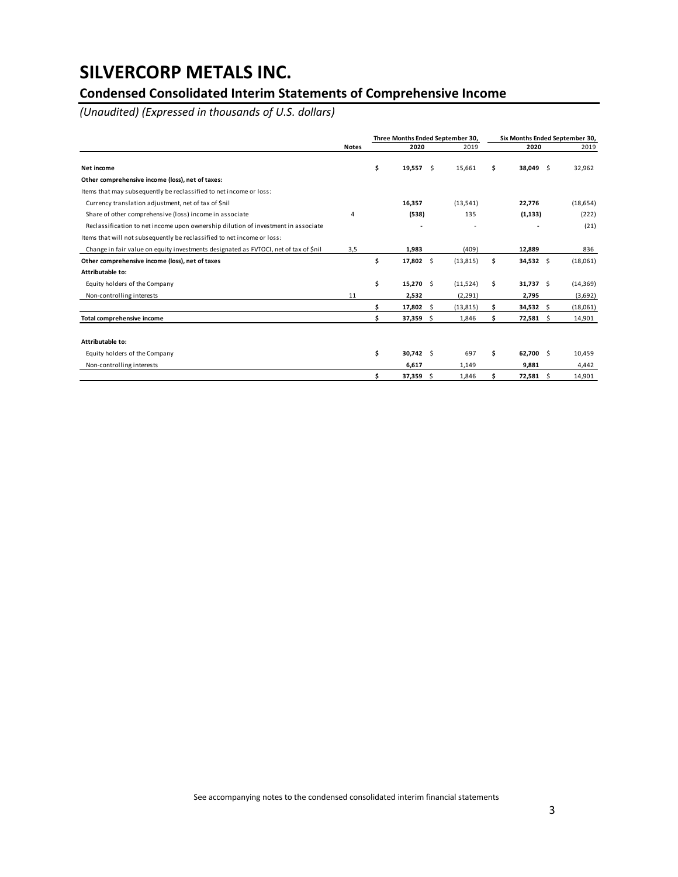# SILVERCORP METALS INC.

## Condensed Consolidated Interim Statements of Comprehensive Income

*(Unaudited) (Expressed in thousands of U.S. dollars)*

| | Notes | Three Months Ended September 30, 2020 | Three Months Ended September 30, 2019 | Six Months Ended September 30, 2020 | Six Months Ended September 30, 2019 |
|---|---|---|---|---|---|
| **Net income** | | **$ 19,557** | $ 15,661 | **$ 38,049** | $ 32,962 |
| **Other comprehensive income (loss), net of taxes:** | | | | | |
| Items that may subsequently be reclassified to net income or loss: | | | | | |
| Currency translation adjustment, net of tax of $nil | | **16,357** | (13,541) | **22,776** | (18,654) |
| Share of other comprehensive (loss) income in associate | 4 | **(538)** | 135 | **(1,133)** | (222) |
| Reclassification to net income upon ownership dilution of investment in associate | | **-** | - | **-** | (21) |
| Items that will not subsequently be reclassified to net income or loss: | | | | | |
| Change in fair value on equity investments designated as FVTOCI, net of tax of $nil | 3,5 | **1,983** | (409) | **12,889** | 836 |
| **Other comprehensive income (loss), net of taxes** | | **$ 17,802** | $ (13,815) | **$ 34,532** | $ (18,061) |
| **Attributable to:** | | | | | |
| Equity holders of the Company | | **$ 15,270** | $ (11,524) | **$ 31,737** | $ (14,369) |
| Non-controlling interests | 11 | **2,532** | (2,291) | **2,795** | (3,692) |
| | | **$ 17,802** | $ (13,815) | **$ 34,532** | $ (18,061) |
| **Total comprehensive income** | | **$ 37,359** | $ 1,846 | **$ 72,581** | $ 14,901 |
| | | | | | |
| **Attributable to:** | | | | | |
| Equity holders of the Company | | **$ 30,742** | $ 697 | **$ 62,700** | $ 10,459 |
| Non-controlling interests | | **6,617** | 1,149 | **9,881** | 4,442 |
| | | **$ 37,359** | $ 1,846 | **$ 72,581** | $ 14,901 |

See accompanying notes to the condensed consolidated interim financial statements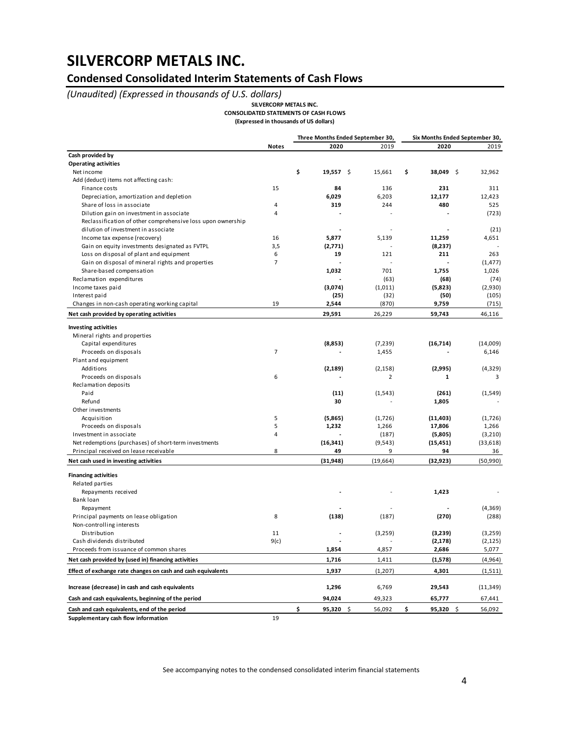# SILVERCORP METALS INC.

## Condensed Consolidated Interim Statements of Cash Flows

*(Unaudited) (Expressed in thousands of U.S. dollars)*

**SILVERCORP METALS INC.**
**CONSOLIDATED STATEMENTS OF CASH FLOWS**
**(Expressed in thousands of US dollars)**

| | Notes | Three Months Ended September 30, | | Six Months Ended September 30, | |
|---|---|---|---|---|---|
| | | **2020** | 2019 | **2020** | 2019 |
| **Cash provided by** | | | | | |
| **Operating activities** | | | | | |
| Net income | | **$ 19,557** | $ 15,661 | **$ 38,049** | $ 32,962 |
| Add (deduct) items not affecting cash: | | | | | |
| Finance costs | 15 | **84** | 136 | **231** | 311 |
| Depreciation, amortization and depletion | | **6,029** | 6,203 | **12,177** | 12,423 |
| Share of loss in associate | 4 | **319** | 244 | **480** | 525 |
| Dilution gain on investment in associate | 4 | **-** | - | **-** | (723) |
| Reclassification of other comprehensive loss upon ownership dilution of investment in associate | | **-** | - | **-** | (21) |
| Income tax expense (recovery) | 16 | **5,877** | 5,139 | **11,259** | 4,651 |
| Gain on equity investments designated as FVTPL | 3,5 | **(2,771)** | - | **(8,237)** | - |
| Loss on disposal of plant and equipment | 6 | **19** | 121 | **211** | 263 |
| Gain on disposal of mineral rights and properties | 7 | **-** | - | **-** | (1,477) |
| Share-based compensation | | **1,032** | 701 | **1,755** | 1,026 |
| Reclamation expenditures | | **-** | (63) | **(68)** | (74) |
| Income taxes paid | | **(3,074)** | (1,011) | **(5,823)** | (2,930) |
| Interest paid | | **(25)** | (32) | **(50)** | (105) |
| Changes in non-cash operating working capital | 19 | **2,544** | (870) | **9,759** | (715) |
| **Net cash provided by operating activities** | | **29,591** | 26,229 | **59,743** | 46,116 |
| **Investing activities** | | | | | |
| Mineral rights and properties | | | | | |
| Capital expenditures | | **(8,853)** | (7,239) | **(16,714)** | (14,009) |
| Proceeds on disposals | 7 | **-** | 1,455 | **-** | 6,146 |
| Plant and equipment | | | | | |
| Additions | | **(2,189)** | (2,158) | **(2,995)** | (4,329) |
| Proceeds on disposals | 6 | **-** | 2 | **1** | 3 |
| Reclamation deposits | | | | | |
| Paid | | **(11)** | (1,543) | **(261)** | (1,549) |
| Refund | | **30** | - | **1,805** | - |
| Other investments | | | | | |
| Acquisition | 5 | **(5,865)** | (1,726) | **(11,403)** | (1,726) |
| Proceeds on disposals | 5 | **1,232** | 1,266 | **17,806** | 1,266 |
| Investment in associate | 4 | **-** | (187) | **(5,805)** | (3,210) |
| Net redemptions (purchases) of short-term investments | | **(16,341)** | (9,543) | **(15,451)** | (33,618) |
| Principal received on lease receivable | 8 | **49** | 9 | **94** | 36 |
| **Net cash used in investing activities** | | **(31,948)** | (19,664) | **(32,923)** | (50,990) |
| **Financing activities** | | | | | |
| Related parties | | | | | |
| Repayments received | | **-** | - | **1,423** | - |
| Bank loan | | | | | |
| Repayment | | **-** | - | **-** | (4,369) |
| Principal payments on lease obligation | 8 | **(138)** | (187) | **(270)** | (288) |
| Non-controlling interests | | | | | |
| Distribution | 11 | **-** | (3,259) | **(3,239)** | (3,259) |
| Cash dividends distributed | 9(c) | **-** | - | **(2,178)** | (2,125) |
| Proceeds from issuance of common shares | | **1,854** | 4,857 | **2,686** | 5,077 |
| **Net cash provided by (used in) financing activities** | | **1,716** | 1,411 | **(1,578)** | (4,964) |
| **Effect of exchange rate changes on cash and cash equivalents** | | **1,937** | (1,207) | **4,301** | (1,511) |
| **Increase (decrease) in cash and cash equivalents** | | **1,296** | 6,769 | **29,543** | (11,349) |
| **Cash and cash equivalents, beginning of the period** | | **94,024** | 49,323 | **65,777** | 67,441 |
| **Cash and cash equivalents, end of the period** | | **$ 95,320** | $ 56,092 | **$ 95,320** | $ 56,092 |
| **Supplementary cash flow information** | 19 | | | | |

See accompanying notes to the condensed consolidated interim financial statements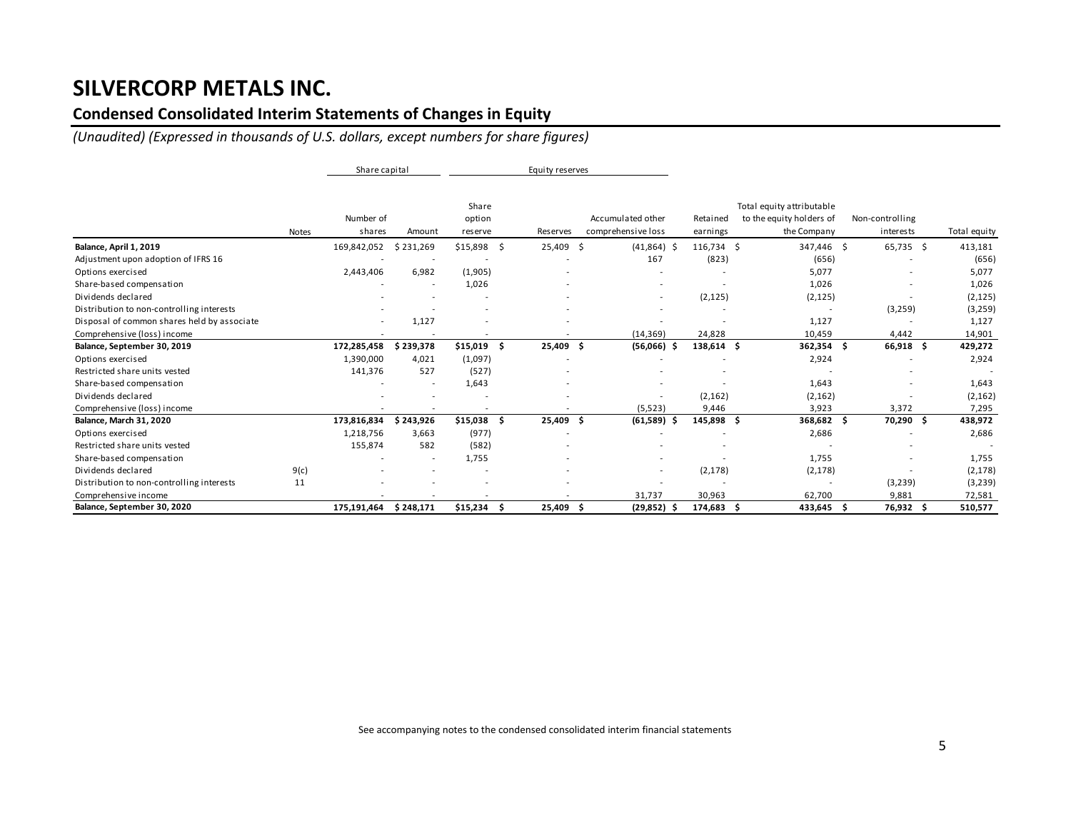# SILVERCORP METALS INC.

## Condensed Consolidated Interim Statements of Changes in Equity

*(Unaudited) (Expressed in thousands of U.S. dollars, except numbers for share figures)*

| | Notes | Share capital | | Equity reserves | | | | | | |
|---|---|---|---|---|---|---|---|---|---|---|
| | | Number of shares | Amount | Share option reserve | Reserves | Accumulated other comprehensive loss | Retained earnings | Total equity attributable to the equity holders of the Company | Non-controlling interests | Total equity |
| **Balance, April 1, 2019** | | 169,842,052 | $ 231,269 | $15,898 | $ 25,409 | $ (41,864) | $ 116,734 | $ 347,446 | $ 65,735 | $ 413,181 |
| Adjustment upon adoption of IFRS 16 | | - | - | - | - | 167 | (823) | (656) | - | (656) |
| Options exercised | | 2,443,406 | 6,982 | (1,905) | - | - | - | 5,077 | - | 5,077 |
| Share-based compensation | | - | - | 1,026 | - | - | - | 1,026 | - | 1,026 |
| Dividends declared | | - | - | - | - | - | (2,125) | (2,125) | - | (2,125) |
| Distribution to non-controlling interests | | - | - | - | - | - | - | - | (3,259) | (3,259) |
| Disposal of common shares held by associate | | - | 1,127 | - | - | - | - | 1,127 | - | 1,127 |
| Comprehensive (loss) income | | - | - | - | - | (14,369) | 24,828 | 10,459 | 4,442 | 14,901 |
| **Balance, September 30, 2019** | | **172,285,458** | **$ 239,378** | **$15,019** | **$ 25,409** | **$ (56,066)** | **$ 138,614** | **$ 362,354** | **$ 66,918** | **$ 429,272** |
| Options exercised | | 1,390,000 | 4,021 | (1,097) | - | - | - | 2,924 | - | 2,924 |
| Restricted share units vested | | 141,376 | 527 | (527) | - | - | - | - | - | - |
| Share-based compensation | | - | - | 1,643 | - | - | - | 1,643 | - | 1,643 |
| Dividends declared | | - | - | - | - | - | (2,162) | (2,162) | - | (2,162) |
| Comprehensive (loss) income | | - | - | - | - | (5,523) | 9,446 | 3,923 | 3,372 | 7,295 |
| **Balance, March 31, 2020** | | **173,816,834** | **$ 243,926** | **$15,038** | **$ 25,409** | **$ (61,589)** | **$ 145,898** | **$ 368,682** | **$ 70,290** | **$ 438,972** |
| Options exercised | | 1,218,756 | 3,663 | (977) | - | - | - | 2,686 | - | 2,686 |
| Restricted share units vested | | 155,874 | 582 | (582) | - | - | - | - | - | - |
| Share-based compensation | | - | - | 1,755 | - | - | - | 1,755 | - | 1,755 |
| Dividends declared | 9(c) | - | - | - | - | - | (2,178) | (2,178) | - | (2,178) |
| Distribution to non-controlling interests | 11 | - | - | - | - | - | - | - | (3,239) | (3,239) |
| Comprehensive income | | - | - | - | - | 31,737 | 30,963 | 62,700 | 9,881 | 72,581 |
| **Balance, September 30, 2020** | | **175,191,464** | **$ 248,171** | **$15,234** | **$ 25,409** | **$ (29,852)** | **$ 174,683** | **$ 433,645** | **$ 76,932** | **$ 510,577** |

See accompanying notes to the condensed consolidated interim financial statements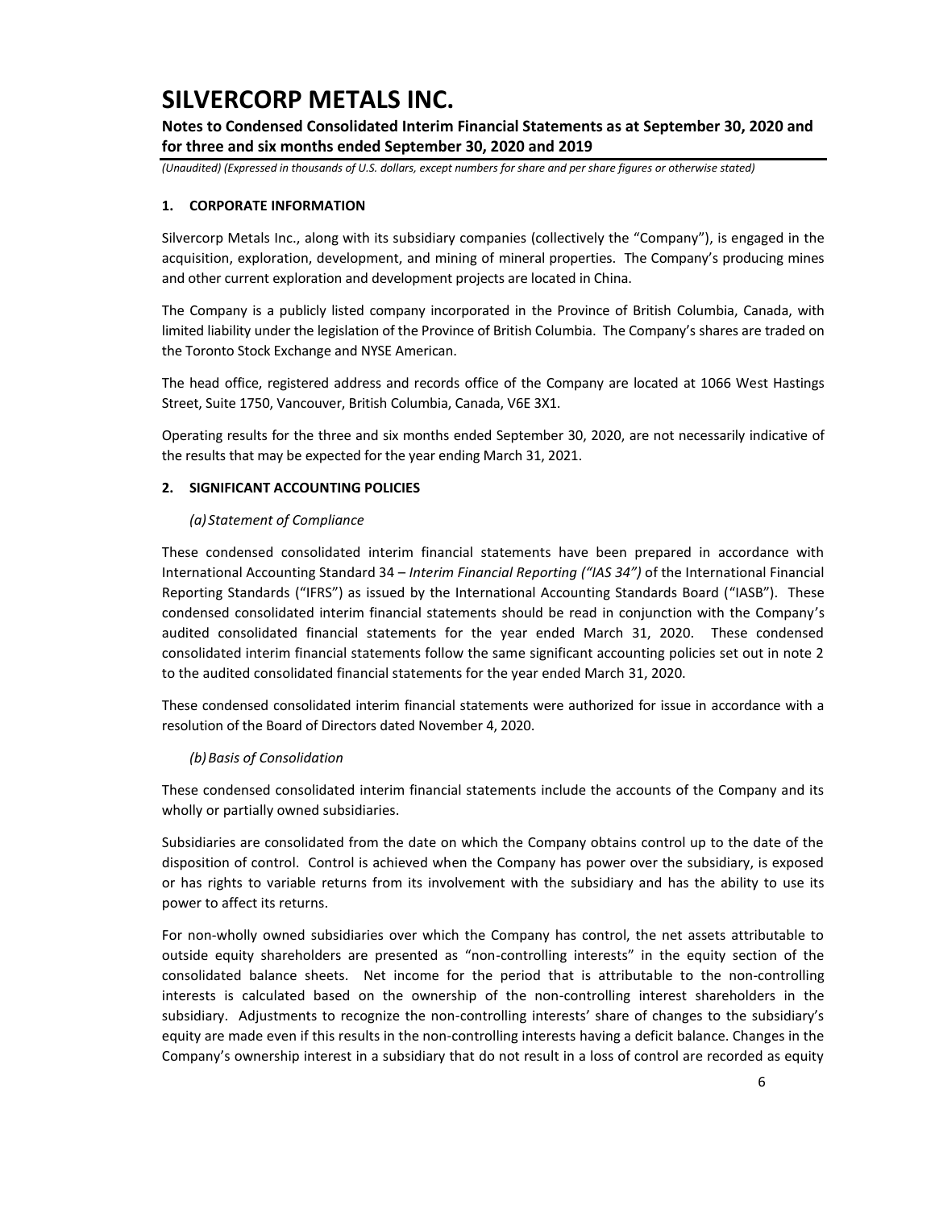## 1. CORPORATE INFORMATION

Silvercorp Metals Inc., along with its subsidiary companies (collectively the "Company"), is engaged in the acquisition, exploration, development, and mining of mineral properties. The Company's producing mines and other current exploration and development projects are located in China.

The Company is a publicly listed company incorporated in the Province of British Columbia, Canada, with limited liability under the legislation of the Province of British Columbia. The Company's shares are traded on the Toronto Stock Exchange and NYSE American.

The head office, registered address and records office of the Company are located at 1066 West Hastings Street, Suite 1750, Vancouver, British Columbia, Canada, V6E 3X1.

Operating results for the three and six months ended September 30, 2020, are not necessarily indicative of the results that may be expected for the year ending March 31, 2021.

## 2. SIGNIFICANT ACCOUNTING POLICIES

### *(a) Statement of Compliance*

These condensed consolidated interim financial statements have been prepared in accordance with International Accounting Standard 34 – *Interim Financial Reporting ("IAS 34")* of the International Financial Reporting Standards ("IFRS") as issued by the International Accounting Standards Board ("IASB"). These condensed consolidated interim financial statements should be read in conjunction with the Company's audited consolidated financial statements for the year ended March 31, 2020. These condensed consolidated interim financial statements follow the same significant accounting policies set out in note 2 to the audited consolidated financial statements for the year ended March 31, 2020.

These condensed consolidated interim financial statements were authorized for issue in accordance with a resolution of the Board of Directors dated November 4, 2020.

### *(b) Basis of Consolidation*

These condensed consolidated interim financial statements include the accounts of the Company and its wholly or partially owned subsidiaries.

Subsidiaries are consolidated from the date on which the Company obtains control up to the date of the disposition of control. Control is achieved when the Company has power over the subsidiary, is exposed or has rights to variable returns from its involvement with the subsidiary and has the ability to use its power to affect its returns.

For non-wholly owned subsidiaries over which the Company has control, the net assets attributable to outside equity shareholders are presented as "non-controlling interests" in the equity section of the consolidated balance sheets. Net income for the period that is attributable to the non-controlling interests is calculated based on the ownership of the non-controlling interest shareholders in the subsidiary. Adjustments to recognize the non-controlling interests' share of changes to the subsidiary's equity are made even if this results in the non-controlling interests having a deficit balance. Changes in the Company's ownership interest in a subsidiary that do not result in a loss of control are recorded as equity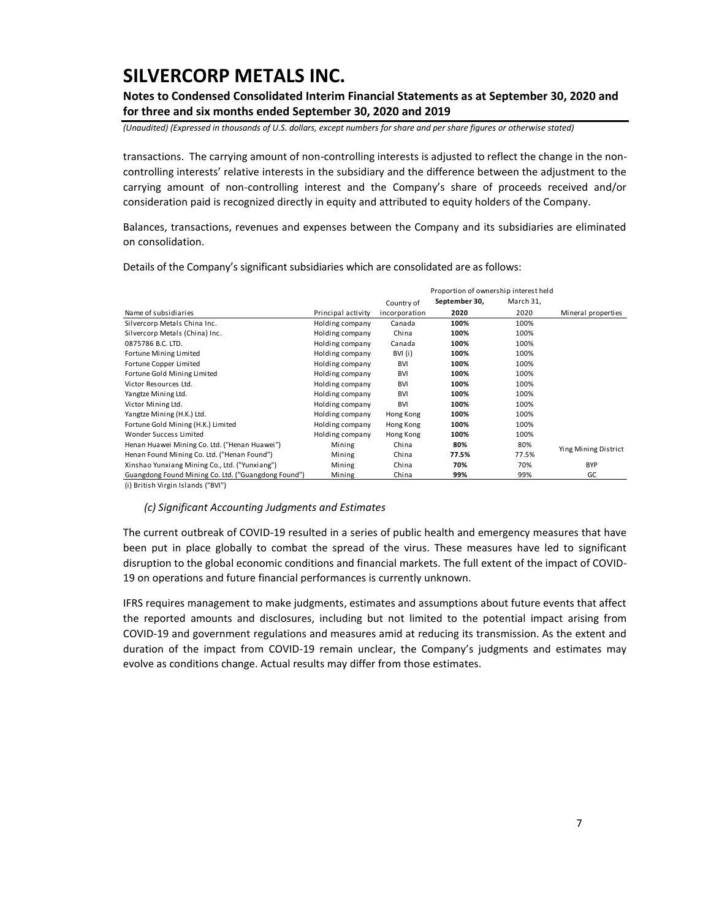transactions. The carrying amount of non-controlling interests is adjusted to reflect the change in the non-controlling interests' relative interests in the subsidiary and the difference between the adjustment to the carrying amount of non-controlling interest and the Company's share of proceeds received and/or consideration paid is recognized directly in equity and attributed to equity holders of the Company.

Balances, transactions, revenues and expenses between the Company and its subsidiaries are eliminated on consolidation.

Details of the Company's significant subsidiaries which are consolidated are as follows:

| | | | Proportion of ownership interest held | | |
|---|---|---|---|---|---|
| | | Country of | **September 30,** | March 31, | |
| Name of subsidiaries | Principal activity | incorporation | **2020** | 2020 | Mineral properties |
| Silvercorp Metals China Inc. | Holding company | Canada | **100%** | 100% | |
| Silvercorp Metals (China) Inc. | Holding company | China | **100%** | 100% | |
| 0875786 B.C. LTD. | Holding company | Canada | **100%** | 100% | |
| Fortune Mining Limited | Holding company | BVI (i) | **100%** | 100% | |
| Fortune Copper Limited | Holding company | BVI | **100%** | 100% | |
| Fortune Gold Mining Limited | Holding company | BVI | **100%** | 100% | |
| Victor Resources Ltd. | Holding company | BVI | **100%** | 100% | |
| Yangtze Mining Ltd. | Holding company | BVI | **100%** | 100% | |
| Victor Mining Ltd. | Holding company | BVI | **100%** | 100% | |
| Yangtze Mining (H.K.) Ltd. | Holding company | Hong Kong | **100%** | 100% | |
| Fortune Gold Mining (H.K.) Limited | Holding company | Hong Kong | **100%** | 100% | |
| Wonder Success Limited | Holding company | Hong Kong | **100%** | 100% | |
| Henan Huawei Mining Co. Ltd. ("Henan Huawei") | Mining | China | **80%** | 80% | Ying Mining District |
| Henan Found Mining Co. Ltd. ("Henan Found") | Mining | China | **77.5%** | 77.5% | Ying Mining District |
| Xinshao Yunxiang Mining Co., Ltd. ("Yunxiang") | Mining | China | **70%** | 70% | BYP |
| Guangdong Found Mining Co. Ltd. ("Guangdong Found") | Mining | China | **99%** | 99% | GC |

(i) British Virgin Islands ("BVI")

### *(c) Significant Accounting Judgments and Estimates*

The current outbreak of COVID-19 resulted in a series of public health and emergency measures that have been put in place globally to combat the spread of the virus. These measures have led to significant disruption to the global economic conditions and financial markets. The full extent of the impact of COVID-19 on operations and future financial performances is currently unknown.

IFRS requires management to make judgments, estimates and assumptions about future events that affect the reported amounts and disclosures, including but not limited to the potential impact arising from COVID-19 and government regulations and measures amid at reducing its transmission. As the extent and duration of the impact from COVID-19 remain unclear, the Company's judgments and estimates may evolve as conditions change. Actual results may differ from those estimates.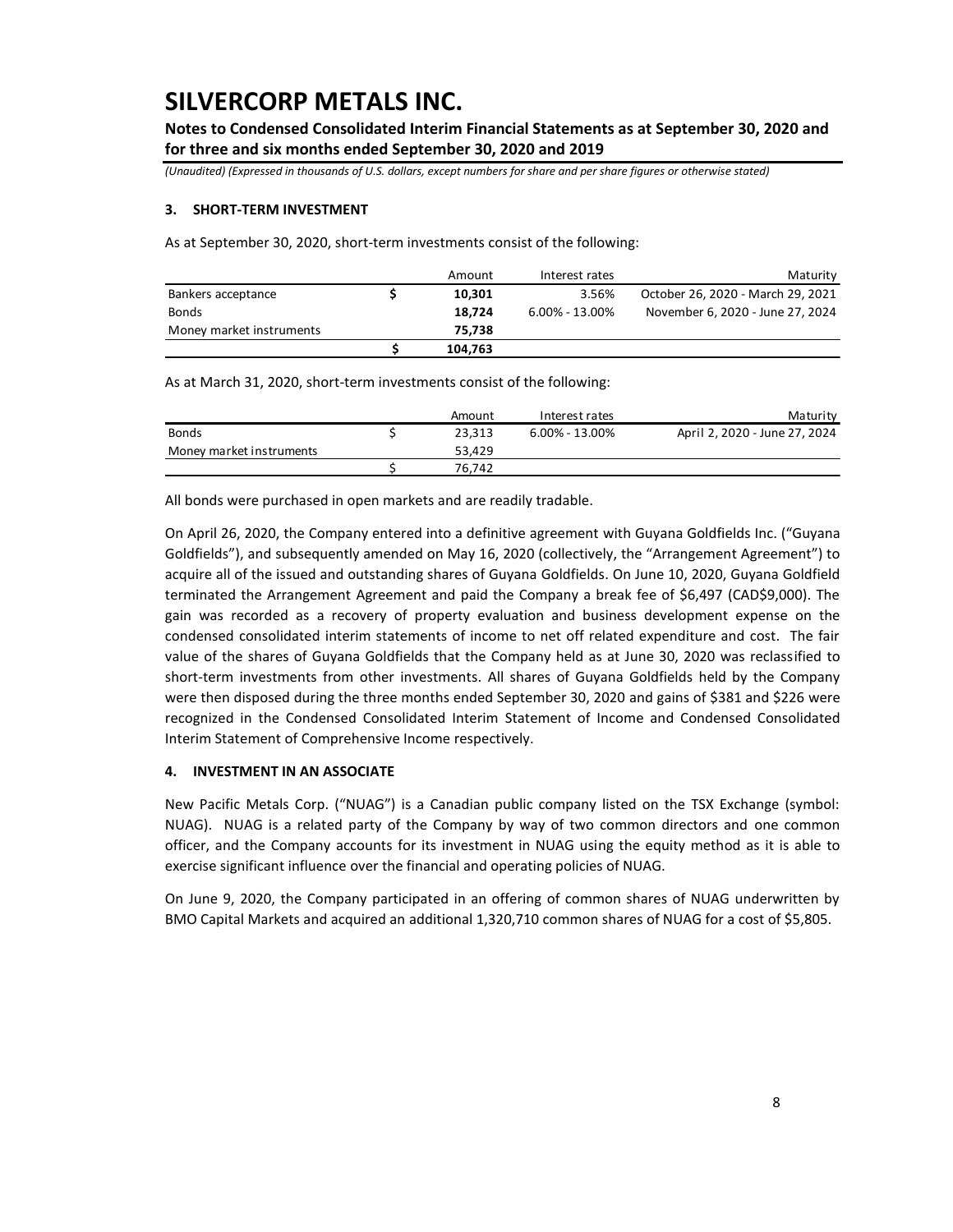# SILVERCORP METALS INC.

**Notes to Condensed Consolidated Interim Financial Statements as at September 30, 2020 and for three and six months ended September 30, 2020 and 2019**

*(Unaudited) (Expressed in thousands of U.S. dollars, except numbers for share and per share figures or otherwise stated)*

### 3. SHORT-TERM INVESTMENT

As at September 30, 2020, short-term investments consist of the following:

| | | Amount | Interest rates | Maturity |
|---|---|---|---|---|
| Bankers acceptance | $ | **10,301** | 3.56% | October 26, 2020 - March 29, 2021 |
| Bonds | | **18,724** | 6.00% - 13.00% | November 6, 2020 - June 27, 2024 |
| Money market instruments | | **75,738** | | |
| | $ | **104,763** | | |

As at March 31, 2020, short-term investments consist of the following:

| | | Amount | Interest rates | Maturity |
|---|---|---|---|---|
| Bonds | $ | 23,313 | 6.00% - 13.00% | April 2, 2020 - June 27, 2024 |
| Money market instruments | | 53,429 | | |
| | $ | 76,742 | | |

All bonds were purchased in open markets and are readily tradable.

On April 26, 2020, the Company entered into a definitive agreement with Guyana Goldfields Inc. ("Guyana Goldfields"), and subsequently amended on May 16, 2020 (collectively, the "Arrangement Agreement") to acquire all of the issued and outstanding shares of Guyana Goldfields. On June 10, 2020, Guyana Goldfield terminated the Arrangement Agreement and paid the Company a break fee of $6,497 (CAD$9,000). The gain was recorded as a recovery of property evaluation and business development expense on the condensed consolidated interim statements of income to net off related expenditure and cost. The fair value of the shares of Guyana Goldfields that the Company held as at June 30, 2020 was reclassified to short-term investments from other investments. All shares of Guyana Goldfields held by the Company were then disposed during the three months ended September 30, 2020 and gains of $381 and $226 were recognized in the Condensed Consolidated Interim Statement of Income and Condensed Consolidated Interim Statement of Comprehensive Income respectively.

### 4. INVESTMENT IN AN ASSOCIATE

New Pacific Metals Corp. ("NUAG") is a Canadian public company listed on the TSX Exchange (symbol: NUAG). NUAG is a related party of the Company by way of two common directors and one common officer, and the Company accounts for its investment in NUAG using the equity method as it is able to exercise significant influence over the financial and operating policies of NUAG.

On June 9, 2020, the Company participated in an offering of common shares of NUAG underwritten by BMO Capital Markets and acquired an additional 1,320,710 common shares of NUAG for a cost of $5,805.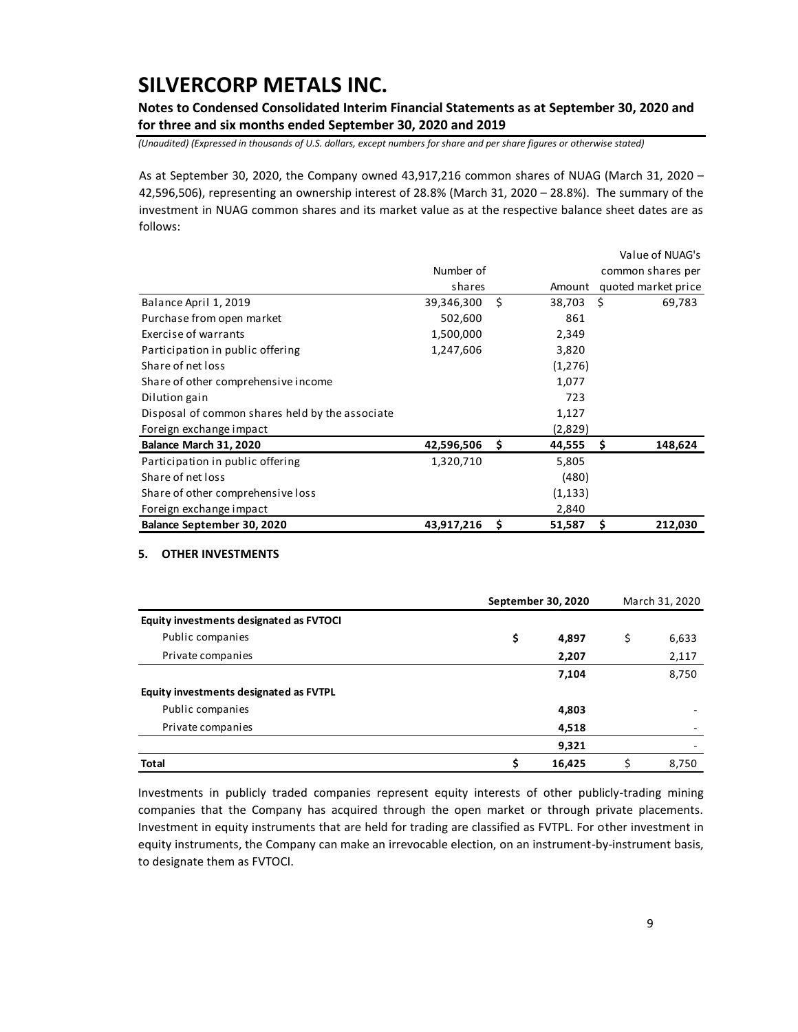As at September 30, 2020, the Company owned 43,917,216 common shares of NUAG (March 31, 2020 – 42,596,506), representing an ownership interest of 28.8% (March 31, 2020 – 28.8%). The summary of the investment in NUAG common shares and its market value as at the respective balance sheet dates are as follows:

| | Number of shares | Amount | Value of NUAG's common shares per quoted market price |
|---|---|---|---|
| Balance April 1, 2019 | 39,346,300 | $ 38,703 | $ 69,783 |
| Purchase from open market | 502,600 | 861 | |
| Exercise of warrants | 1,500,000 | 2,349 | |
| Participation in public offering | 1,247,606 | 3,820 | |
| Share of net loss | | (1,276) | |
| Share of other comprehensive income | | 1,077 | |
| Dilution gain | | 723 | |
| Disposal of common shares held by the associate | | 1,127 | |
| Foreign exchange impact | | (2,829) | |
| **Balance March 31, 2020** | **42,596,506** | **$ 44,555** | **$ 148,624** |
| Participation in public offering | 1,320,710 | 5,805 | |
| Share of net loss | | (480) | |
| Share of other comprehensive loss | | (1,133) | |
| Foreign exchange impact | | 2,840 | |
| **Balance September 30, 2020** | **43,917,216** | **$ 51,587** | **$ 212,030** |

## 5. OTHER INVESTMENTS

| | **September 30, 2020** | March 31, 2020 |
|---|---|---|
| **Equity investments designated as FVTOCI** | | |
| Public companies | **$ 4,897** | $ 6,633 |
| Private companies | **2,207** | 2,117 |
| | **7,104** | 8,750 |
| **Equity investments designated as FVTPL** | | |
| Public companies | **4,803** | - |
| Private companies | **4,518** | - |
| | **9,321** | - |
| **Total** | **$ 16,425** | $ 8,750 |

Investments in publicly traded companies represent equity interests of other publicly-trading mining companies that the Company has acquired through the open market or through private placements. Investment in equity instruments that are held for trading are classified as FVTPL. For other investment in equity instruments, the Company can make an irrevocable election, on an instrument-by-instrument basis, to designate them as FVTOCI.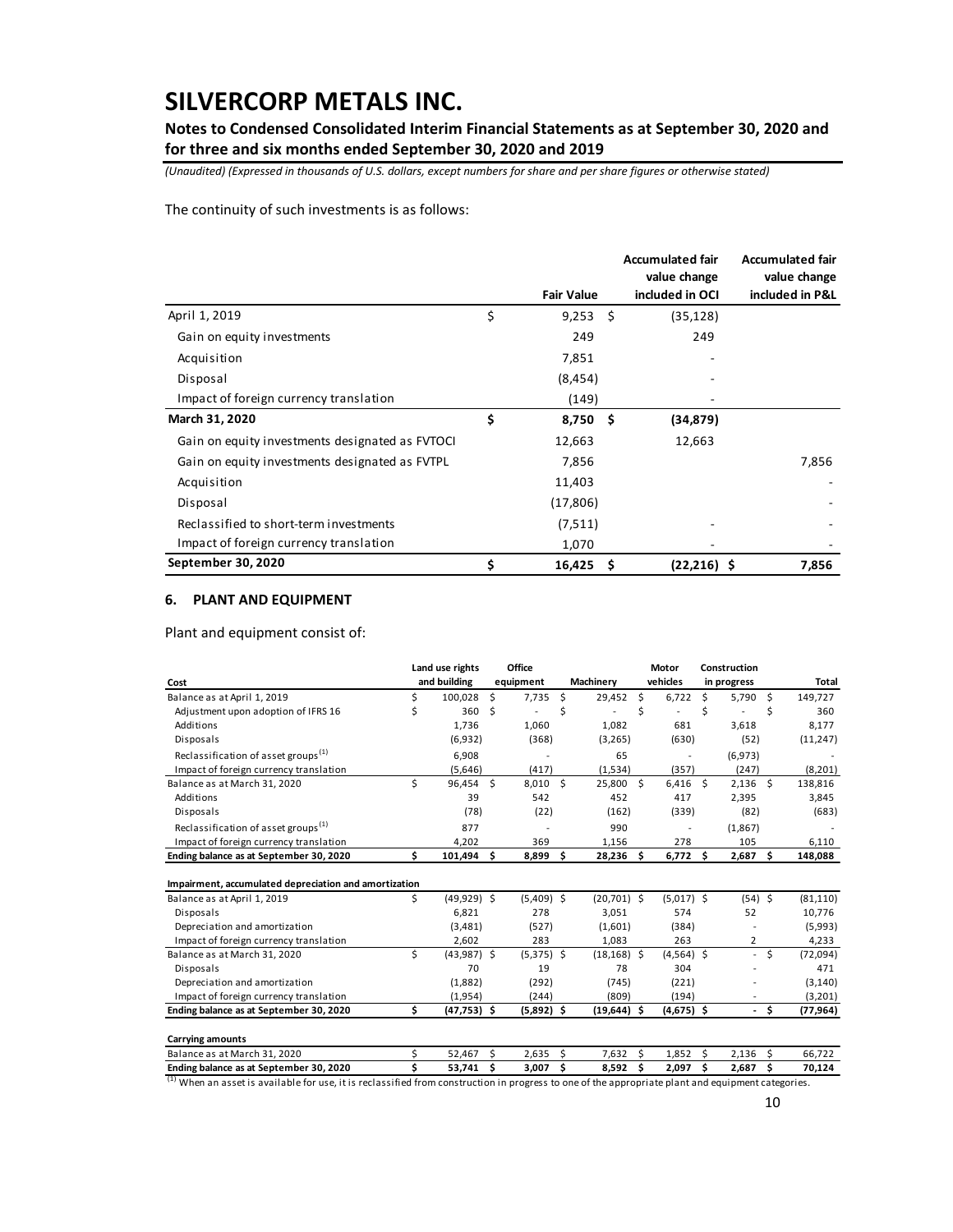The continuity of such investments is as follows:

| | Fair Value | Accumulated fair value change included in OCI | Accumulated fair value change included in P&L |
|---|---|---|---|
| April 1, 2019 | $ 9,253 | $ (35,128) | |
| Gain on equity investments | 249 | 249 | |
| Acquisition | 7,851 | - | |
| Disposal | (8,454) | - | |
| Impact of foreign currency translation | (149) | - | |
| **March 31, 2020** | **$ 8,750** | **$ (34,879)** | |
| Gain on equity investments designated as FVTOCI | 12,663 | 12,663 | |
| Gain on equity investments designated as FVTPL | 7,856 | | 7,856 |
| Acquisition | 11,403 | | - |
| Disposal | (17,806) | | - |
| Reclassified to short-term investments | (7,511) | - | - |
| Impact of foreign currency translation | 1,070 | - | - |
| **September 30, 2020** | **$ 16,425** | **$ (22,216)** | **$ 7,856** |

## 6. PLANT AND EQUIPMENT

Plant and equipment consist of:

| Cost | Land use rights and building | Office equipment | Machinery | Motor vehicles | Construction in progress | Total |
|---|---|---|---|---|---|---|
| Balance as at April 1, 2019 | $ 100,028 | $ 7,735 | $ 29,452 | $ 6,722 | $ 5,790 | $ 149,727 |
| Adjustment upon adoption of IFRS 16 | $ 360 | $ - | $ - | $ - | $ - | $ 360 |
| Additions | 1,736 | 1,060 | 1,082 | 681 | 3,618 | 8,177 |
| Disposals | (6,932) | (368) | (3,265) | (630) | (52) | (11,247) |
| Reclassification of asset groups[(1)] | 6,908 | - | 65 | - | (6,973) | - |
| Impact of foreign currency translation | (5,646) | (417) | (1,534) | (357) | (247) | (8,201) |
| Balance as at March 31, 2020 | $ 96,454 | $ 8,010 | $ 25,800 | $ 6,416 | $ 2,136 | $ 138,816 |
| Additions | 39 | 542 | 452 | 417 | 2,395 | 3,845 |
| Disposals | (78) | (22) | (162) | (339) | (82) | (683) |
| Reclassification of asset groups[(1)] | 877 | - | 990 | - | (1,867) | - |
| Impact of foreign currency translation | 4,202 | 369 | 1,156 | 278 | 105 | 6,110 |
| **Ending balance as at September 30, 2020** | **$ 101,494** | **$ 8,899** | **$ 28,236** | **$ 6,772** | **$ 2,687** | **$ 148,088** |
| **Impairment, accumulated depreciation and amortization** | | | | | | |
| Balance as at April 1, 2019 | $ (49,929) | $ (5,409) | $ (20,701) | $ (5,017) | $ (54) | $ (81,110) |
| Disposals | 6,821 | 278 | 3,051 | 574 | 52 | 10,776 |
| Depreciation and amortization | (3,481) | (527) | (1,601) | (384) | - | (5,993) |
| Impact of foreign currency translation | 2,602 | 283 | 1,083 | 263 | 2 | 4,233 |
| Balance as at March 31, 2020 | $ (43,987) | $ (5,375) | $ (18,168) | $ (4,564) | $ - | $ (72,094) |
| Disposals | 70 | 19 | 78 | 304 | - | 471 |
| Depreciation and amortization | (1,882) | (292) | (745) | (221) | - | (3,140) |
| Impact of foreign currency translation | (1,954) | (244) | (809) | (194) | - | (3,201) |
| **Ending balance as at September 30, 2020** | **$ (47,753)** | **$ (5,892)** | **$ (19,644)** | **$ (4,675)** | **$ -** | **$ (77,964)** |
| **Carrying amounts** | | | | | | |
| Balance as at March 31, 2020 | $ 52,467 | $ 2,635 | $ 7,632 | $ 1,852 | $ 2,136 | $ 66,722 |
| **Ending balance as at September 30, 2020** | **$ 53,741** | **$ 3,007** | **$ 8,592** | **$ 2,097** | **$ 2,687** | **$ 70,124** |

[(1)] When an asset is available for use, it is reclassified from construction in progress to one of the appropriate plant and equipment categories.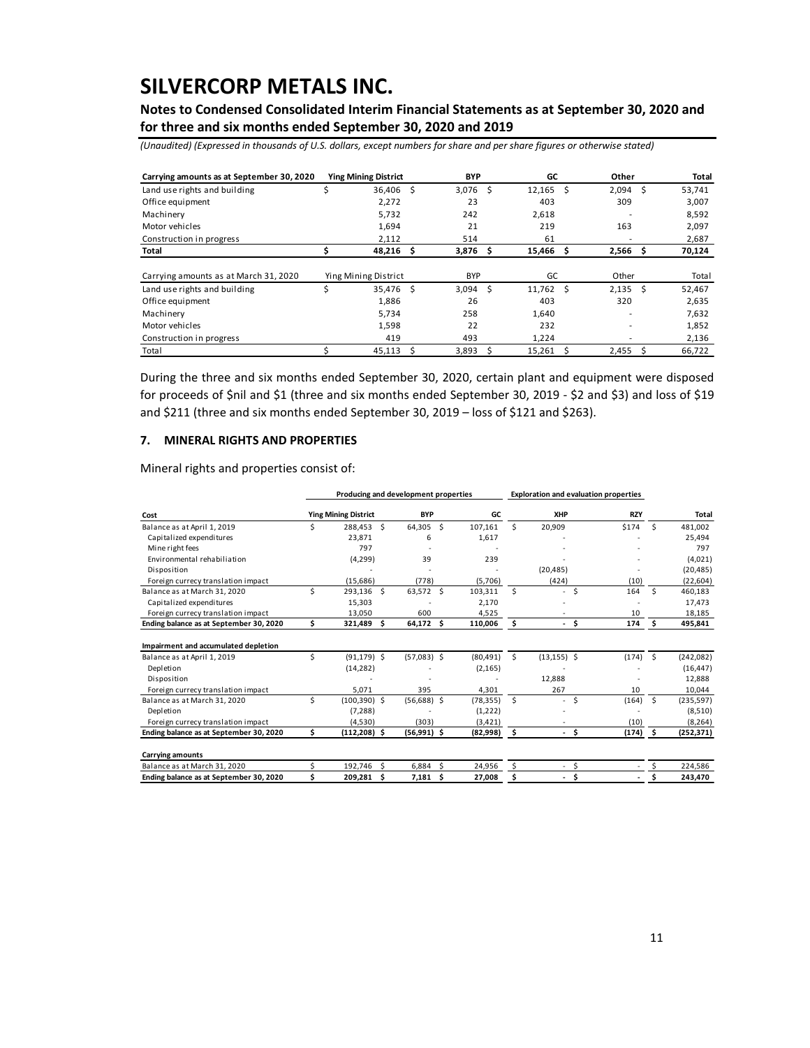# SILVERCORP METALS INC.

**Notes to Condensed Consolidated Interim Financial Statements as at September 30, 2020 and for three and six months ended September 30, 2020 and 2019**

*(Unaudited) (Expressed in thousands of U.S. dollars, except numbers for share and per share figures or otherwise stated)*

| Carrying amounts as at September 30, 2020 | Ying Mining District | BYP | GC | Other | Total |
|---|---|---|---|---|---|
| Land use rights and building | $ 36,406 | $ 3,076 | $ 12,165 | $ 2,094 | $ 53,741 |
| Office equipment | 2,272 | 23 | 403 | 309 | 3,007 |
| Machinery | 5,732 | 242 | 2,618 | - | 8,592 |
| Motor vehicles | 1,694 | 21 | 219 | 163 | 2,097 |
| Construction in progress | 2,112 | 514 | 61 | - | 2,687 |
| **Total** | **$ 48,216** | **$ 3,876** | **$ 15,466** | **$ 2,566** | **$ 70,124** |

| Carrying amounts as at March 31, 2020 | Ying Mining District | BYP | GC | Other | Total |
|---|---|---|---|---|---|
| Land use rights and building | $ 35,476 | $ 3,094 | $ 11,762 | $ 2,135 | $ 52,467 |
| Office equipment | 1,886 | 26 | 403 | 320 | 2,635 |
| Machinery | 5,734 | 258 | 1,640 | - | 7,632 |
| Motor vehicles | 1,598 | 22 | 232 | - | 1,852 |
| Construction in progress | 419 | 493 | 1,224 | - | 2,136 |
| Total | $ 45,113 | $ 3,893 | $ 15,261 | $ 2,455 | $ 66,722 |

During the three and six months ended September 30, 2020, certain plant and equipment were disposed for proceeds of $nil and $1 (three and six months ended September 30, 2019 - $2 and $3) and loss of $19 and $211 (three and six months ended September 30, 2019 – loss of $121 and $263).

## 7. MINERAL RIGHTS AND PROPERTIES

Mineral rights and properties consist of:

| | Producing and development properties | | | Exploration and evaluation properties | | |
|---|---|---|---|---|---|---|
| **Cost** | **Ying Mining District** | **BYP** | **GC** | **XHP** | **RZY** | **Total** |
| Balance as at April 1, 2019 | $ 288,453 | $ 64,305 | $ 107,161 | $ 20,909 | $174 | $ 481,002 |
| Capitalized expenditures | 23,871 | 6 | 1,617 | - | - | 25,494 |
| Mine right fees | 797 | - | - | - | - | 797 |
| Environmental rehabiliation | (4,299) | 39 | 239 | - | - | (4,021) |
| Disposition | - | - | - | (20,485) | - | (20,485) |
| Foreign currecy translation impact | (15,686) | (778) | (5,706) | (424) | (10) | (22,604) |
| Balance as at March 31, 2020 | $ 293,136 | $ 63,572 | $ 103,311 | $ - | $ 164 | $ 460,183 |
| Capitalized expenditures | 15,303 | - | 2,170 | - | - | 17,473 |
| Foreign currecy translation impact | 13,050 | 600 | 4,525 | - | 10 | 18,185 |
| **Ending balance as at September 30, 2020** | **$ 321,489** | **$ 64,172** | **$ 110,006** | **$ -** | **$ 174** | **$ 495,841** |
| **Impairment and accumulated depletion** | | | | | | |
| Balance as at April 1, 2019 | $ (91,179) | $ (57,083) | $ (80,491) | $ (13,155) | $ (174) | $ (242,082) |
| Depletion | (14,282) | - | (2,165) | - | - | (16,447) |
| Disposition | - | - | - | 12,888 | - | 12,888 |
| Foreign currecy translation impact | 5,071 | 395 | 4,301 | 267 | 10 | 10,044 |
| Balance as at March 31, 2020 | $ (100,390) | $ (56,688) | $ (78,355) | $ - | $ (164) | $ (235,597) |
| Depletion | (7,288) | - | (1,222) | - | - | (8,510) |
| Foreign currecy translation impact | (4,530) | (303) | (3,421) | - | (10) | (8,264) |
| **Ending balance as at September 30, 2020** | **$ (112,208)** | **$ (56,991)** | **$ (82,998)** | **$ -** | **$ (174)** | **$ (252,371)** |
| **Carrying amounts** | | | | | | |
| Balance as at March 31, 2020 | $ 192,746 | $ 6,884 | $ 24,956 | $ - | $ - | $ 224,586 |
| **Ending balance as at September 30, 2020** | **$ 209,281** | **$ 7,181** | **$ 27,008** | **$ -** | **$ -** | **$ 243,470** |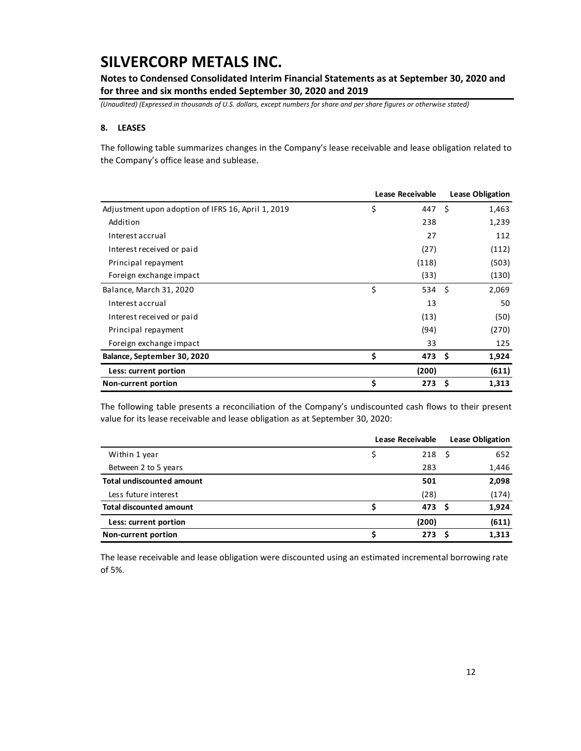# SILVERCORP METALS INC.

**Notes to Condensed Consolidated Interim Financial Statements as at September 30, 2020 and for three and six months ended September 30, 2020 and 2019**

*(Unaudited) (Expressed in thousands of U.S. dollars, except numbers for share and per share figures or otherwise stated)*

## 8. LEASES

The following table summarizes changes in the Company's lease receivable and lease obligation related to the Company's office lease and sublease.

| | Lease Receivable | Lease Obligation |
|---|---|---|
| Adjustment upon adoption of IFRS 16, April 1, 2019 | $ 447 | $ 1,463 |
| Addition | 238 | 1,239 |
| Interest accrual | 27 | 112 |
| Interest received or paid | (27) | (112) |
| Principal repayment | (118) | (503) |
| Foreign exchange impact | (33) | (130) |
| Balance, March 31, 2020 | $ 534 | $ 2,069 |
| Interest accrual | 13 | 50 |
| Interest received or paid | (13) | (50) |
| Principal repayment | (94) | (270) |
| Foreign exchange impact | 33 | 125 |
| **Balance, September 30, 2020** | **$ 473** | **$ 1,924** |
| **Less: current portion** | **(200)** | **(611)** |
| **Non-current portion** | **$ 273** | **$ 1,313** |

The following table presents a reconciliation of the Company's undiscounted cash flows to their present value for its lease receivable and lease obligation as at September 30, 2020:

| | Lease Receivable | Lease Obligation |
|---|---|---|
| Within 1 year | $ 218 | $ 652 |
| Between 2 to 5 years | 283 | 1,446 |
| **Total undiscounted amount** | **501** | **2,098** |
| Less future interest | (28) | (174) |
| **Total discounted amount** | **$ 473** | **$ 1,924** |
| **Less: current portion** | **(200)** | **(611)** |
| **Non-current portion** | **$ 273** | **$ 1,313** |

The lease receivable and lease obligation were discounted using an estimated incremental borrowing rate of 5%.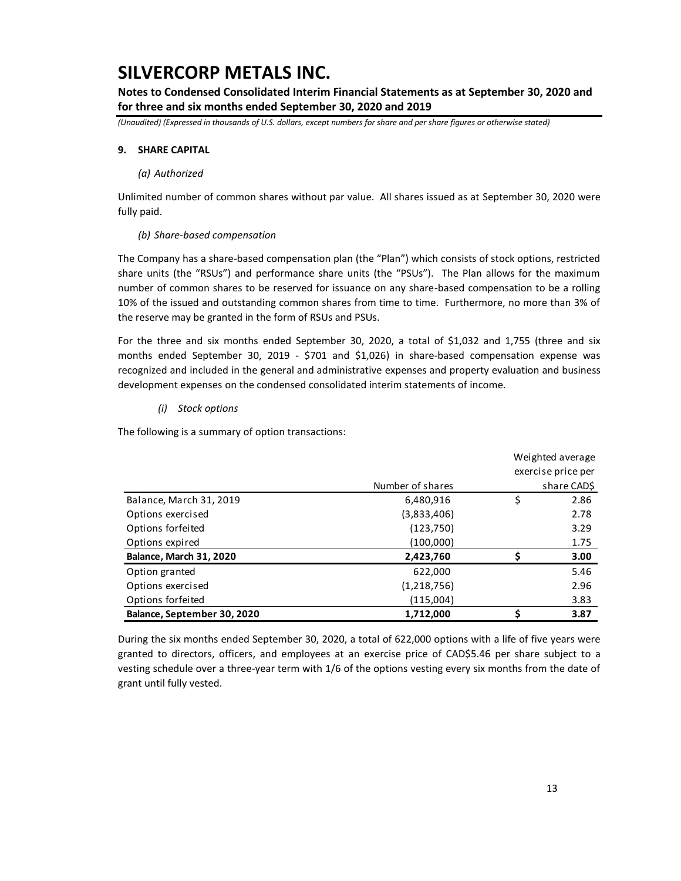# SILVERCORP METALS INC.

**Notes to Condensed Consolidated Interim Financial Statements as at September 30, 2020 and for three and six months ended September 30, 2020 and 2019**

*(Unaudited) (Expressed in thousands of U.S. dollars, except numbers for share and per share figures or otherwise stated)*

## 9. SHARE CAPITAL

### *(a) Authorized*

Unlimited number of common shares without par value. All shares issued as at September 30, 2020 were fully paid.

### *(b) Share-based compensation*

The Company has a share-based compensation plan (the "Plan") which consists of stock options, restricted share units (the "RSUs") and performance share units (the "PSUs"). The Plan allows for the maximum number of common shares to be reserved for issuance on any share-based compensation to be a rolling 10% of the issued and outstanding common shares from time to time. Furthermore, no more than 3% of the reserve may be granted in the form of RSUs and PSUs.

For the three and six months ended September 30, 2020, a total of $1,032 and 1,755 (three and six months ended September 30, 2019 - $701 and $1,026) in share-based compensation expense was recognized and included in the general and administrative expenses and property evaluation and business development expenses on the condensed consolidated interim statements of income.

#### *(i) Stock options*

The following is a summary of option transactions:

| | Number of shares | Weighted average exercise price per share CAD$ |
|---|---|---|
| Balance, March 31, 2019 | 6,480,916 | $ 2.86 |
| Options exercised | (3,833,406) | 2.78 |
| Options forfeited | (123,750) | 3.29 |
| Options expired | (100,000) | 1.75 |
| **Balance, March 31, 2020** | **2,423,760** | **$ 3.00** |
| Option granted | 622,000 | 5.46 |
| Options exercised | (1,218,756) | 2.96 |
| Options forfeited | (115,004) | 3.83 |
| **Balance, September 30, 2020** | **1,712,000** | **$ 3.87** |

During the six months ended September 30, 2020, a total of 622,000 options with a life of five years were granted to directors, officers, and employees at an exercise price of CAD$5.46 per share subject to a vesting schedule over a three-year term with 1/6 of the options vesting every six months from the date of grant until fully vested.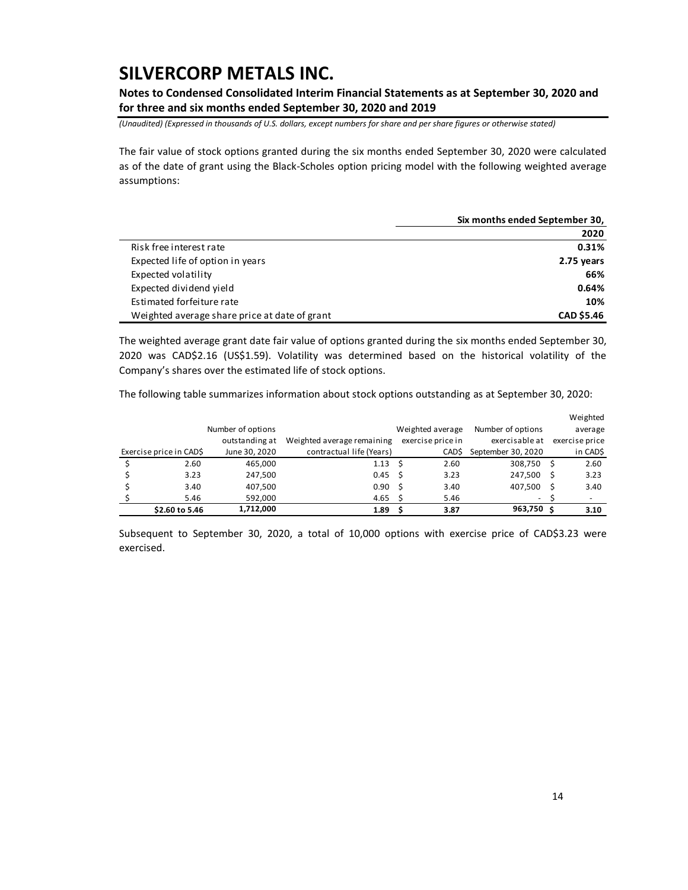# SILVERCORP METALS INC.

**Notes to Condensed Consolidated Interim Financial Statements as at September 30, 2020 and for three and six months ended September 30, 2020 and 2019**

*(Unaudited) (Expressed in thousands of U.S. dollars, except numbers for share and per share figures or otherwise stated)*

The fair value of stock options granted during the six months ended September 30, 2020 were calculated as of the date of grant using the Black-Scholes option pricing model with the following weighted average assumptions:

| | Six months ended September 30, |
|---|---|
| | **2020** |
| Risk free interest rate | **0.31%** |
| Expected life of option in years | **2.75 years** |
| Expected volatility | **66%** |
| Expected dividend yield | **0.64%** |
| Estimated forfeiture rate | **10%** |
| Weighted average share price at date of grant | **CAD $5.46** |

The weighted average grant date fair value of options granted during the six months ended September 30, 2020 was CAD$2.16 (US$1.59). Volatility was determined based on the historical volatility of the Company's shares over the estimated life of stock options.

The following table summarizes information about stock options outstanding as at September 30, 2020:

| Exercise price in CAD$ | Number of options outstanding at June 30, 2020 | Weighted average remaining contractual life (Years) | Weighted average exercise price in CAD$ | Number of options exercisable at September 30, 2020 | Weighted average exercise price in CAD$ |
|---|---|---|---|---|---|
| $ 2.60 | 465,000 | 1.13 | $ 2.60 | 308,750 | $ 2.60 |
| $ 3.23 | 247,500 | 0.45 | $ 3.23 | 247,500 | $ 3.23 |
| $ 3.40 | 407,500 | 0.90 | $ 3.40 | 407,500 | $ 3.40 |
| $ 5.46 | 592,000 | 4.65 | $ 5.46 | - | $ - |
| **$2.60 to 5.46** | **1,712,000** | **1.89** | **$ 3.87** | **963,750** | **$ 3.10** |

Subsequent to September 30, 2020, a total of 10,000 options with exercise price of CAD$3.23 were exercised.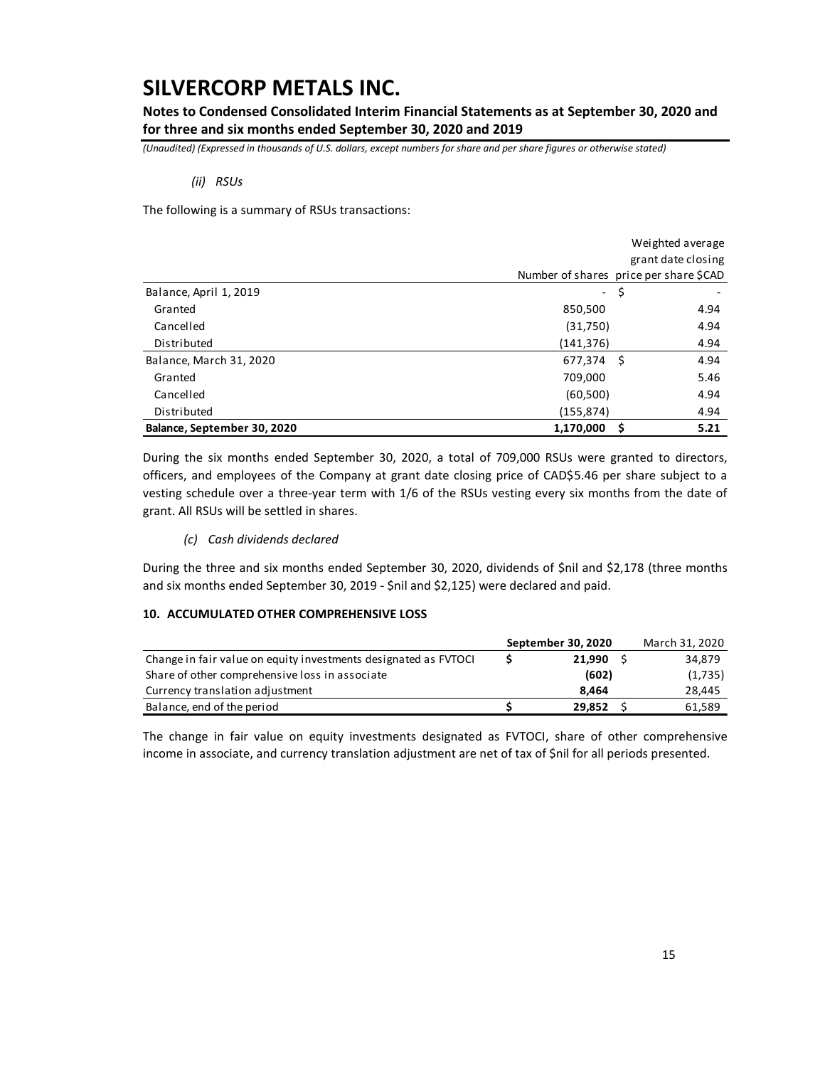*(ii) RSUs*

The following is a summary of RSUs transactions:

| | Number of shares | Weighted average grant date closing price per share $CAD |
|---|---|---|
| Balance, April 1, 2019 | - | $ - |
| Granted | 850,500 | 4.94 |
| Cancelled | (31,750) | 4.94 |
| Distributed | (141,376) | 4.94 |
| Balance, March 31, 2020 | 677,374 | $ 4.94 |
| Granted | 709,000 | 5.46 |
| Cancelled | (60,500) | 4.94 |
| Distributed | (155,874) | 4.94 |
| **Balance, September 30, 2020** | **1,170,000** | **$ 5.21** |

During the six months ended September 30, 2020, a total of 709,000 RSUs were granted to directors, officers, and employees of the Company at grant date closing price of CAD$5.46 per share subject to a vesting schedule over a three-year term with 1/6 of the RSUs vesting every six months from the date of grant. All RSUs will be settled in shares.

*(c) Cash dividends declared*

During the three and six months ended September 30, 2020, dividends of $nil and $2,178 (three months and six months ended September 30, 2019 - $nil and $2,125) were declared and paid.

### 10. ACCUMULATED OTHER COMPREHENSIVE LOSS

| | September 30, 2020 | March 31, 2020 |
|---|---|---|
| Change in fair value on equity investments designated as FVTOCI | **$ 21,990** | $ 34,879 |
| Share of other comprehensive loss in associate | **(602)** | (1,735) |
| Currency translation adjustment | **8,464** | 28,445 |
| Balance, end of the period | **$ 29,852** | $ 61,589 |

The change in fair value on equity investments designated as FVTOCI, share of other comprehensive income in associate, and currency translation adjustment are net of tax of $nil for all periods presented.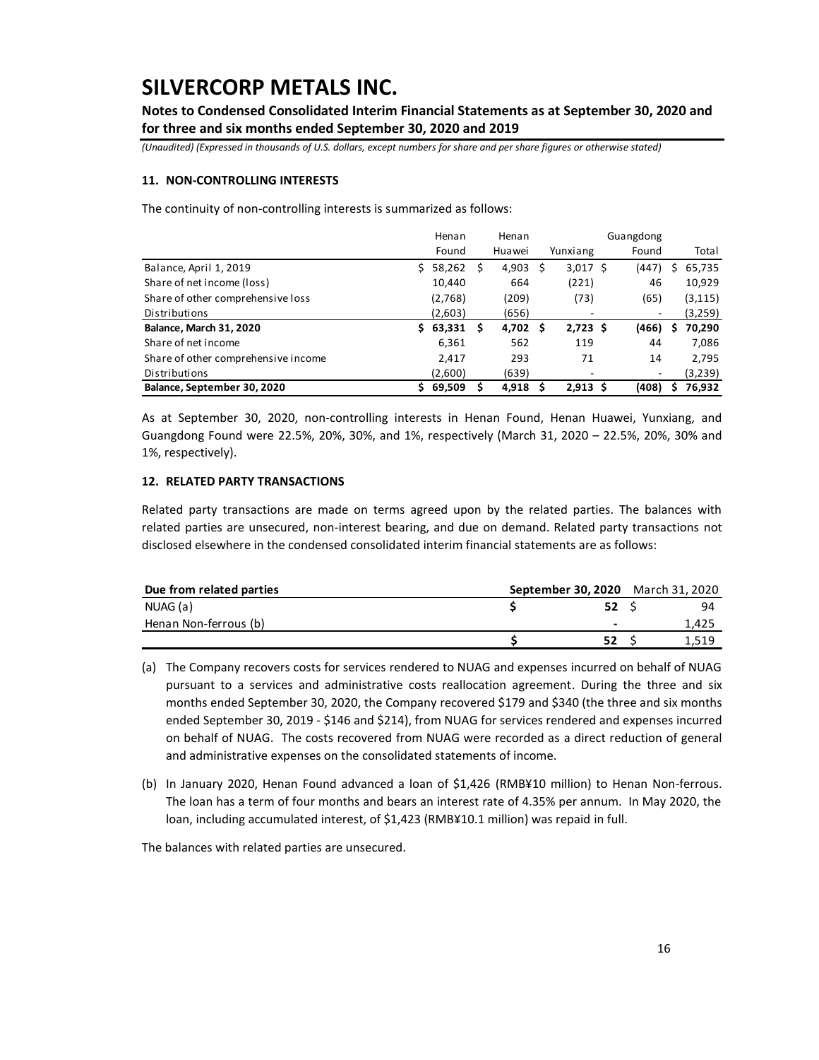#### 11. NON-CONTROLLING INTERESTS

The continuity of non-controlling interests is summarized as follows:

| | Henan Found | Henan Huawei | Yunxiang | Guangdong Found | Total |
|---|---|---|---|---|---|
| Balance, April 1, 2019 | $ 58,262 | $ 4,903 | $ 3,017 | $ (447) | $ 65,735 |
| Share of net income (loss) | 10,440 | 664 | (221) | 46 | 10,929 |
| Share of other comprehensive loss | (2,768) | (209) | (73) | (65) | (3,115) |
| Distributions | (2,603) | (656) | - | - | (3,259) |
| **Balance, March 31, 2020** | **$ 63,331** | **$ 4,702** | **$ 2,723** | **$ (466)** | **$ 70,290** |
| Share of net income | 6,361 | 562 | 119 | 44 | 7,086 |
| Share of other comprehensive income | 2,417 | 293 | 71 | 14 | 2,795 |
| Distributions | (2,600) | (639) | - | - | (3,239) |
| **Balance, September 30, 2020** | **$ 69,509** | **$ 4,918** | **$ 2,913** | **$ (408)** | **$ 76,932** |

As at September 30, 2020, non-controlling interests in Henan Found, Henan Huawei, Yunxiang, and Guangdong Found were 22.5%, 20%, 30%, and 1%, respectively (March 31, 2020 – 22.5%, 20%, 30% and 1%, respectively).

#### 12. RELATED PARTY TRANSACTIONS

Related party transactions are made on terms agreed upon by the related parties. The balances with related parties are unsecured, non-interest bearing, and due on demand. Related party transactions not disclosed elsewhere in the condensed consolidated interim financial statements are as follows:

| **Due from related parties** | **September 30, 2020** | March 31, 2020 |
|---|---|---|
| NUAG (a) | $ 52 | $ 94 |
| Henan Non-ferrous (b) | - | 1,425 |
| | $ 52 | $ 1,519 |

(a) The Company recovers costs for services rendered to NUAG and expenses incurred on behalf of NUAG pursuant to a services and administrative costs reallocation agreement. During the three and six months ended September 30, 2020, the Company recovered $179 and $340 (the three and six months ended September 30, 2019 - $146 and $214), from NUAG for services rendered and expenses incurred on behalf of NUAG. The costs recovered from NUAG were recorded as a direct reduction of general and administrative expenses on the consolidated statements of income.

(b) In January 2020, Henan Found advanced a loan of $1,426 (RMB¥10 million) to Henan Non-ferrous. The loan has a term of four months and bears an interest rate of 4.35% per annum. In May 2020, the loan, including accumulated interest, of $1,423 (RMB¥10.1 million) was repaid in full.

The balances with related parties are unsecured.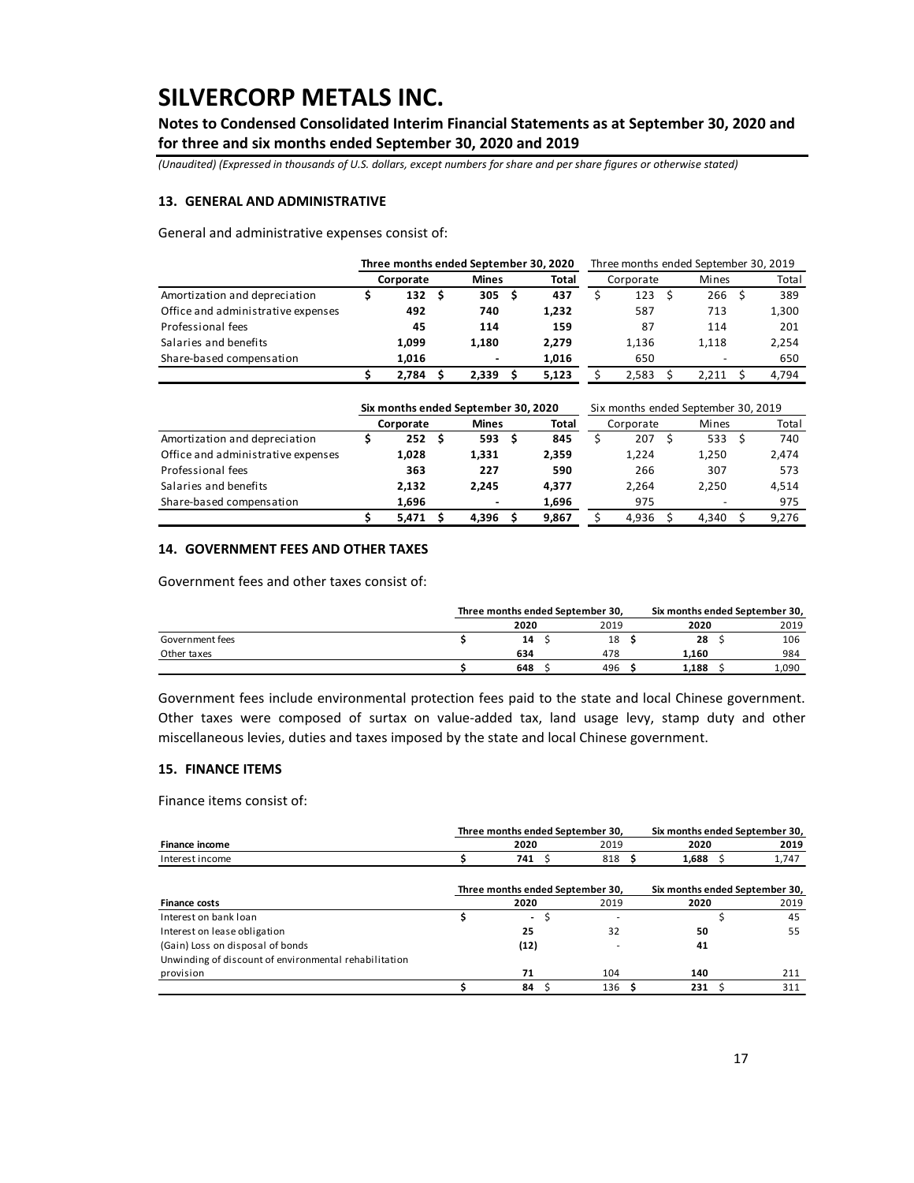# SILVERCORP METALS INC.

**Notes to Condensed Consolidated Interim Financial Statements as at September 30, 2020 and for three and six months ended September 30, 2020 and 2019**

*(Unaudited) (Expressed in thousands of U.S. dollars, except numbers for share and per share figures or otherwise stated)*

### 13. GENERAL AND ADMINISTRATIVE

General and administrative expenses consist of:

| | **Three months ended September 30, 2020** | | | Three months ended September 30, 2019 | | |
|---|---|---|---|---|---|---|
| | **Corporate** | **Mines** | **Total** | Corporate | Mines | Total |
| Amortization and depreciation | **$ 132** | **$ 305** | **$ 437** | $ 123 | $ 266 | $ 389 |
| Office and administrative expenses | **492** | **740** | **1,232** | 587 | 713 | 1,300 |
| Professional fees | **45** | **114** | **159** | 87 | 114 | 201 |
| Salaries and benefits | **1,099** | **1,180** | **2,279** | 1,136 | 1,118 | 2,254 |
| Share-based compensation | **1,016** | **-** | **1,016** | 650 | - | 650 |
| | **$ 2,784** | **$ 2,339** | **$ 5,123** | $ 2,583 | $ 2,211 | $ 4,794 |

| | **Six months ended September 30, 2020** | | | Six months ended September 30, 2019 | | |
|---|---|---|---|---|---|---|
| | **Corporate** | **Mines** | **Total** | Corporate | Mines | Total |
| Amortization and depreciation | **$ 252** | **$ 593** | **$ 845** | $ 207 | $ 533 | $ 740 |
| Office and administrative expenses | **1,028** | **1,331** | **2,359** | 1,224 | 1,250 | 2,474 |
| Professional fees | **363** | **227** | **590** | 266 | 307 | 573 |
| Salaries and benefits | **2,132** | **2,245** | **4,377** | 2,264 | 2,250 | 4,514 |
| Share-based compensation | **1,696** | **-** | **1,696** | 975 | - | 975 |
| | **$ 5,471** | **$ 4,396** | **$ 9,867** | $ 4,936 | $ 4,340 | $ 9,276 |

### 14. GOVERNMENT FEES AND OTHER TAXES

Government fees and other taxes consist of:

| | **Three months ended September 30,** | | **Six months ended September 30,** | |
|---|---|---|---|---|
| | **2020** | 2019 | **2020** | 2019 |
| Government fees | **$ 14** | $ 18 | **$ 28** | $ 106 |
| Other taxes | **634** | 478 | **1,160** | 984 |
| | **$ 648** | $ 496 | **$ 1,188** | $ 1,090 |

Government fees include environmental protection fees paid to the state and local Chinese government. Other taxes were composed of surtax on value-added tax, land usage levy, stamp duty and other miscellaneous levies, duties and taxes imposed by the state and local Chinese government.

### 15. FINANCE ITEMS

Finance items consist of:

| | **Three months ended September 30,** | | **Six months ended September 30,** | |
|---|---|---|---|---|
| **Finance income** | **2020** | 2019 | **2020** | **2019** |
| Interest income | **$ 741** | $ 818 | **$ 1,688** | $ 1,747 |

| | **Three months ended September 30,** | | **Six months ended September 30,** | |
|---|---|---|---|---|
| **Finance costs** | **2020** | 2019 | **2020** | 2019 |
| Interest on bank loan | **$ -** | $ - | | $ 45 |
| Interest on lease obligation | **25** | 32 | **50** | 55 |
| (Gain) Loss on disposal of bonds | **(12)** | - | **41** | |
| Unwinding of discount of environmental rehabilitation provision | **71** | 104 | **140** | 211 |
| | **$ 84** | $ 136 | **$ 231** | $ 311 |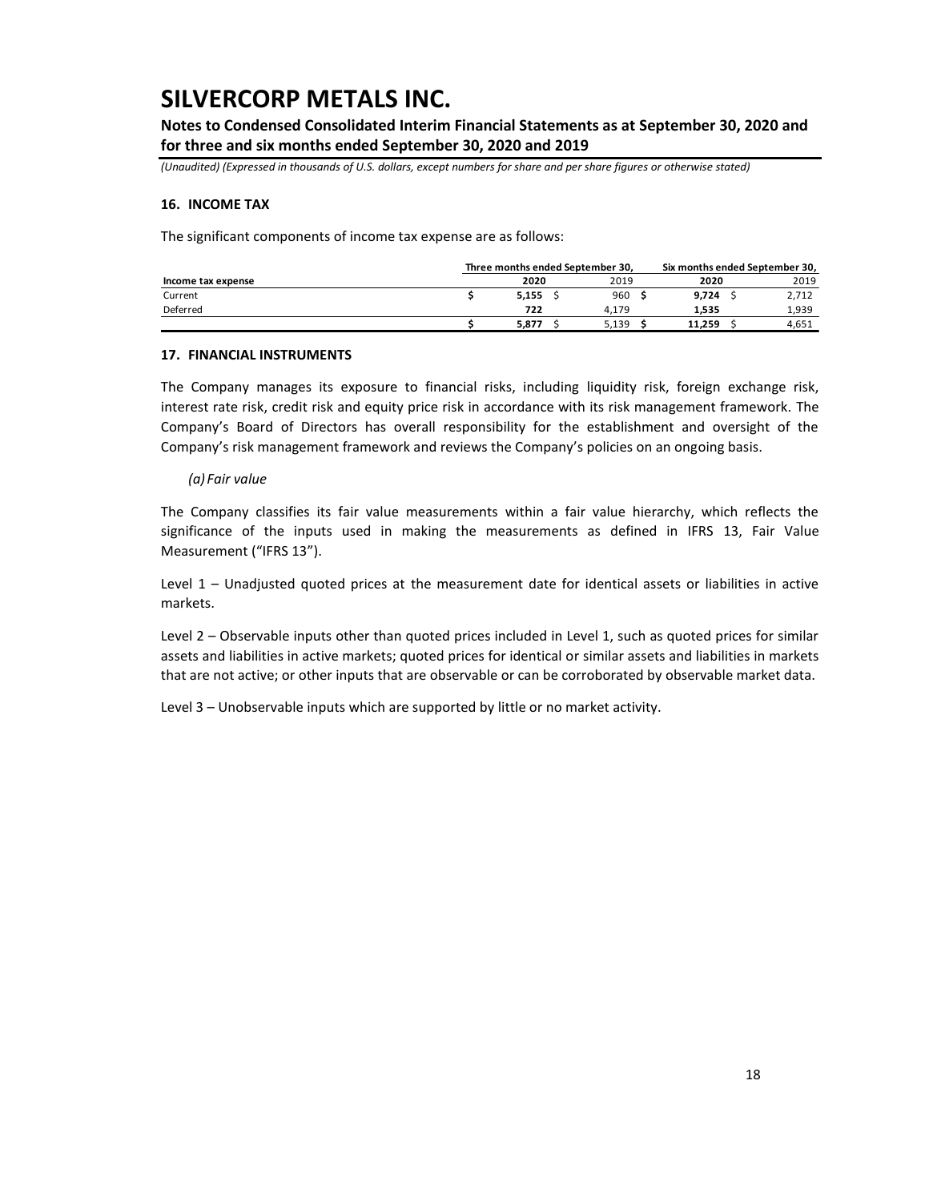# SILVERCORP METALS INC.

**Notes to Condensed Consolidated Interim Financial Statements as at September 30, 2020 and for three and six months ended September 30, 2020 and 2019**

*(Unaudited) (Expressed in thousands of U.S. dollars, except numbers for share and per share figures or otherwise stated)*

### 16. INCOME TAX

The significant components of income tax expense are as follows:

| | Three months ended September 30, | | Six months ended September 30, | |
|---|---|---|---|---|
| **Income tax expense** | **2020** | 2019 | **2020** | 2019 |
| Current | **$ 5,155** | $ 960 | **$ 9,724** | $ 2,712 |
| Deferred | **722** | 4,179 | **1,535** | 1,939 |
| | **$ 5,877** | $ 5,139 | **$ 11,259** | $ 4,651 |

### 17. FINANCIAL INSTRUMENTS

The Company manages its exposure to financial risks, including liquidity risk, foreign exchange risk, interest rate risk, credit risk and equity price risk in accordance with its risk management framework. The Company's Board of Directors has overall responsibility for the establishment and oversight of the Company's risk management framework and reviews the Company's policies on an ongoing basis.

*(a) Fair value*

The Company classifies its fair value measurements within a fair value hierarchy, which reflects the significance of the inputs used in making the measurements as defined in IFRS 13, Fair Value Measurement ("IFRS 13").

Level 1 – Unadjusted quoted prices at the measurement date for identical assets or liabilities in active markets.

Level 2 – Observable inputs other than quoted prices included in Level 1, such as quoted prices for similar assets and liabilities in active markets; quoted prices for identical or similar assets and liabilities in markets that are not active; or other inputs that are observable or can be corroborated by observable market data.

Level 3 – Unobservable inputs which are supported by little or no market activity.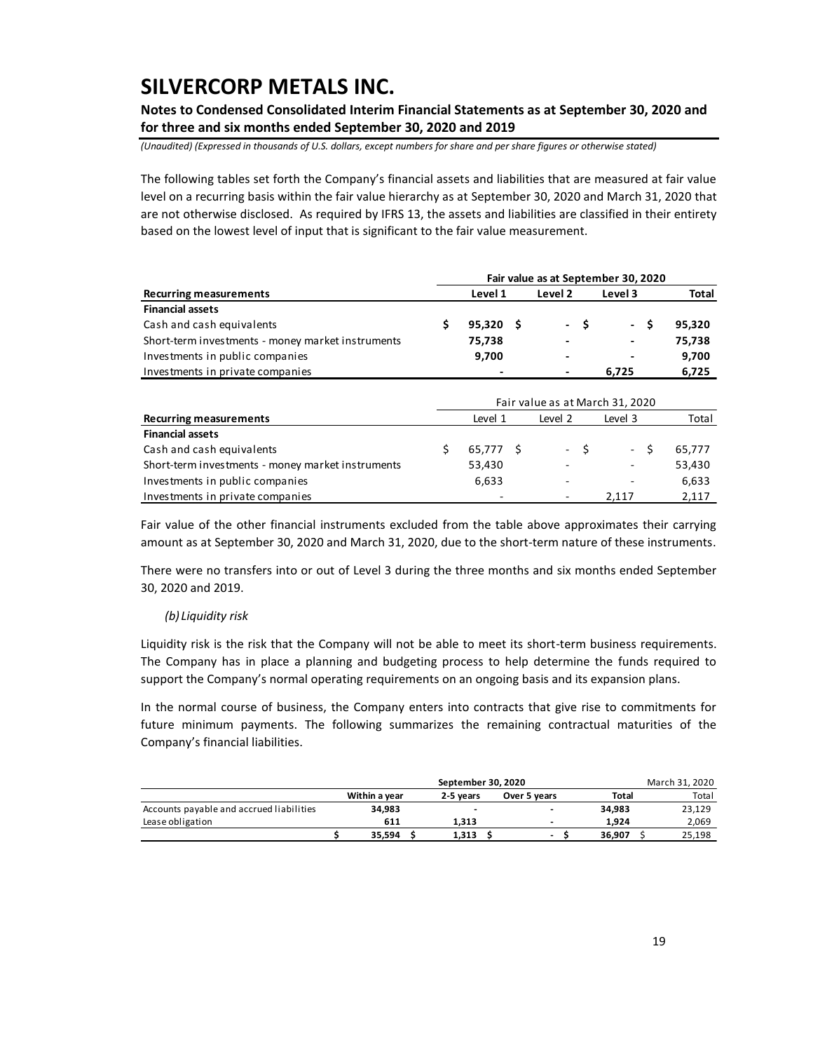The following tables set forth the Company's financial assets and liabilities that are measured at fair value level on a recurring basis within the fair value hierarchy as at September 30, 2020 and March 31, 2020 that are not otherwise disclosed. As required by IFRS 13, the assets and liabilities are classified in their entirety based on the lowest level of input that is significant to the fair value measurement.

| | Fair value as at September 30, 2020 | | | |
|---|---|---|---|---|
| **Recurring measurements** | **Level 1** | **Level 2** | **Level 3** | **Total** |
| **Financial assets** | | | | |
| Cash and cash equivalents | **$ 95,320** | **$ -** | **$ -** | **$ 95,320** |
| Short-term investments - money market instruments | **75,738** | **-** | **-** | **75,738** |
| Investments in public companies | **9,700** | **-** | **-** | **9,700** |
| Investments in private companies | **-** | **-** | **6,725** | **6,725** |

| | Fair value as at March 31, 2020 | | | |
|---|---|---|---|---|
| **Recurring measurements** | Level 1 | Level 2 | Level 3 | Total |
| **Financial assets** | | | | |
| Cash and cash equivalents | $ 65,777 | $ - | $ - | $ 65,777 |
| Short-term investments - money market instruments | 53,430 | - | - | 53,430 |
| Investments in public companies | 6,633 | - | - | 6,633 |
| Investments in private companies | - | - | 2,117 | 2,117 |

Fair value of the other financial instruments excluded from the table above approximates their carrying amount as at September 30, 2020 and March 31, 2020, due to the short-term nature of these instruments.

There were no transfers into or out of Level 3 during the three months and six months ended September 30, 2020 and 2019.

*(b) Liquidity risk*

Liquidity risk is the risk that the Company will not be able to meet its short-term business requirements. The Company has in place a planning and budgeting process to help determine the funds required to support the Company's normal operating requirements on an ongoing basis and its expansion plans.

In the normal course of business, the Company enters into contracts that give rise to commitments for future minimum payments. The following summarizes the remaining contractual maturities of the Company's financial liabilities.

| | September 30, 2020 | | | | March 31, 2020 |
|---|---|---|---|---|---|
| | **Within a year** | **2-5 years** | **Over 5 years** | **Total** | Total |
| Accounts payable and accrued liabilities | **34,983** | **-** | **-** | **34,983** | 23,129 |
| Lease obligation | **611** | **1,313** | **-** | **1,924** | 2,069 |
| | **$ 35,594** | **$ 1,313** | **$ -** | **$ 36,907** | $ 25,198 |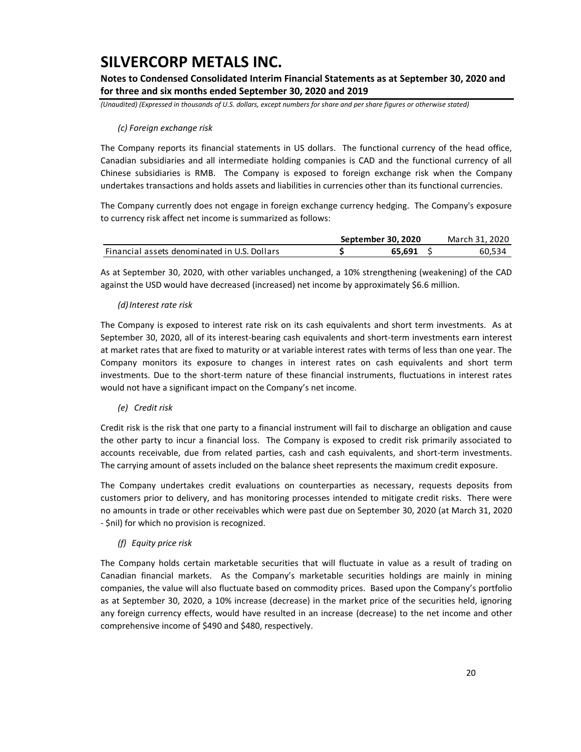*(c) Foreign exchange risk*

The Company reports its financial statements in US dollars. The functional currency of the head office, Canadian subsidiaries and all intermediate holding companies is CAD and the functional currency of all Chinese subsidiaries is RMB. The Company is exposed to foreign exchange risk when the Company undertakes transactions and holds assets and liabilities in currencies other than its functional currencies.

The Company currently does not engage in foreign exchange currency hedging. The Company's exposure to currency risk affect net income is summarized as follows:

| | **September 30, 2020** | March 31, 2020 |
|---|---|---|
| Financial assets denominated in U.S. Dollars | **$ 65,691** | $ 60,534 |

As at September 30, 2020, with other variables unchanged, a 10% strengthening (weakening) of the CAD against the USD would have decreased (increased) net income by approximately $6.6 million.

*(d) Interest rate risk*

The Company is exposed to interest rate risk on its cash equivalents and short term investments. As at September 30, 2020, all of its interest-bearing cash equivalents and short-term investments earn interest at market rates that are fixed to maturity or at variable interest rates with terms of less than one year. The Company monitors its exposure to changes in interest rates on cash equivalents and short term investments. Due to the short-term nature of these financial instruments, fluctuations in interest rates would not have a significant impact on the Company's net income.

*(e) Credit risk*

Credit risk is the risk that one party to a financial instrument will fail to discharge an obligation and cause the other party to incur a financial loss. The Company is exposed to credit risk primarily associated to accounts receivable, due from related parties, cash and cash equivalents, and short-term investments. The carrying amount of assets included on the balance sheet represents the maximum credit exposure.

The Company undertakes credit evaluations on counterparties as necessary, requests deposits from customers prior to delivery, and has monitoring processes intended to mitigate credit risks. There were no amounts in trade or other receivables which were past due on September 30, 2020 (at March 31, 2020 - $nil) for which no provision is recognized.

*(f) Equity price risk*

The Company holds certain marketable securities that will fluctuate in value as a result of trading on Canadian financial markets. As the Company's marketable securities holdings are mainly in mining companies, the value will also fluctuate based on commodity prices. Based upon the Company's portfolio as at September 30, 2020, a 10% increase (decrease) in the market price of the securities held, ignoring any foreign currency effects, would have resulted in an increase (decrease) to the net income and other comprehensive income of $490 and $480, respectively.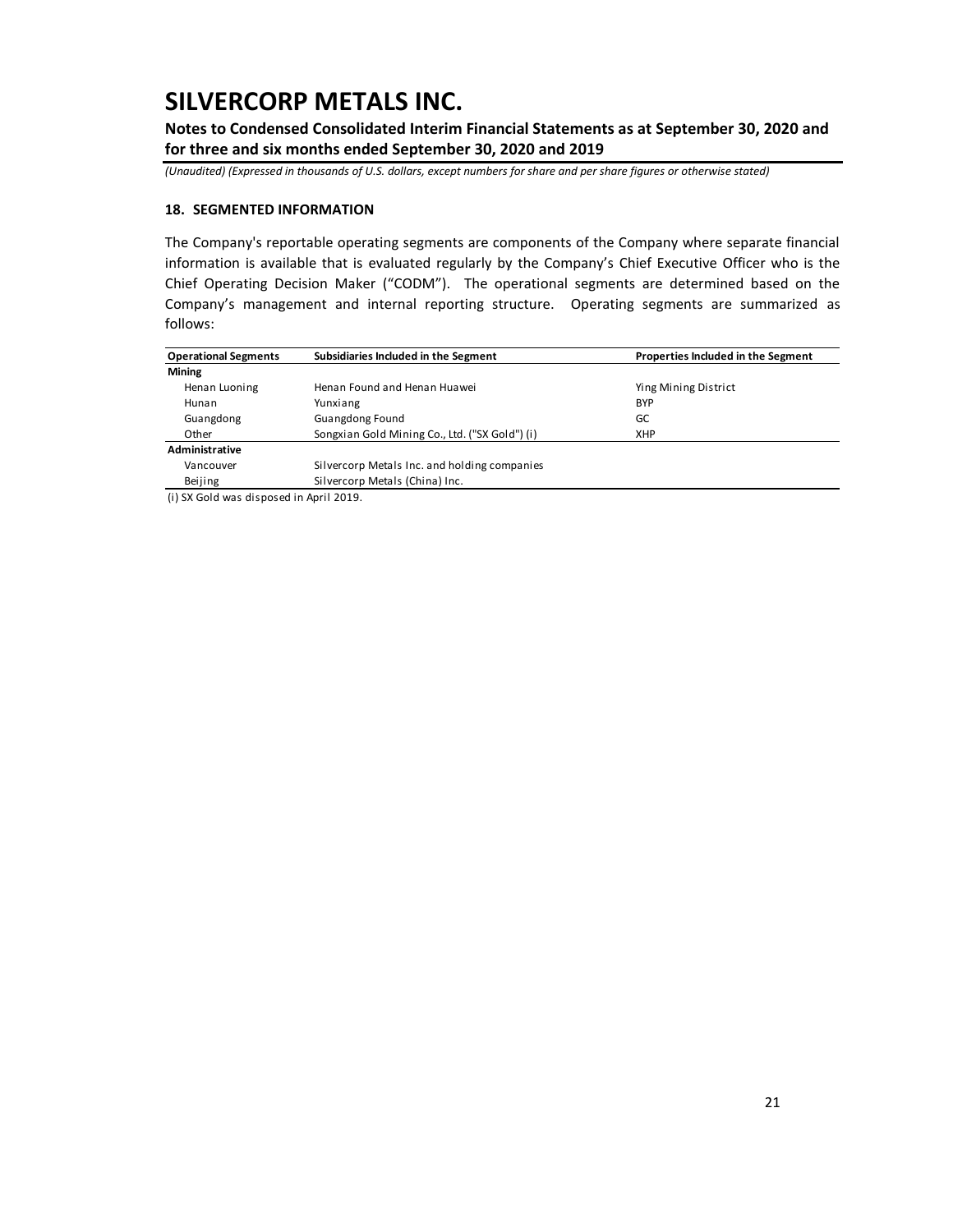**18. SEGMENTED INFORMATION**

The Company's reportable operating segments are components of the Company where separate financial information is available that is evaluated regularly by the Company's Chief Executive Officer who is the Chief Operating Decision Maker ("CODM"). The operational segments are determined based on the Company's management and internal reporting structure. Operating segments are summarized as follows:

| Operational Segments | Subsidiaries Included in the Segment | Properties Included in the Segment |
|---|---|---|
| **Mining** | | |
| Henan Luoning | Henan Found and Henan Huawei | Ying Mining District |
| Hunan | Yunxiang | BYP |
| Guangdong | Guangdong Found | GC |
| Other | Songxian Gold Mining Co., Ltd. ("SX Gold") (i) | XHP |
| **Administrative** | | |
| Vancouver | Silvercorp Metals Inc. and holding companies | |
| Beijing | Silvercorp Metals (China) Inc. | |

(i) SX Gold was disposed in April 2019.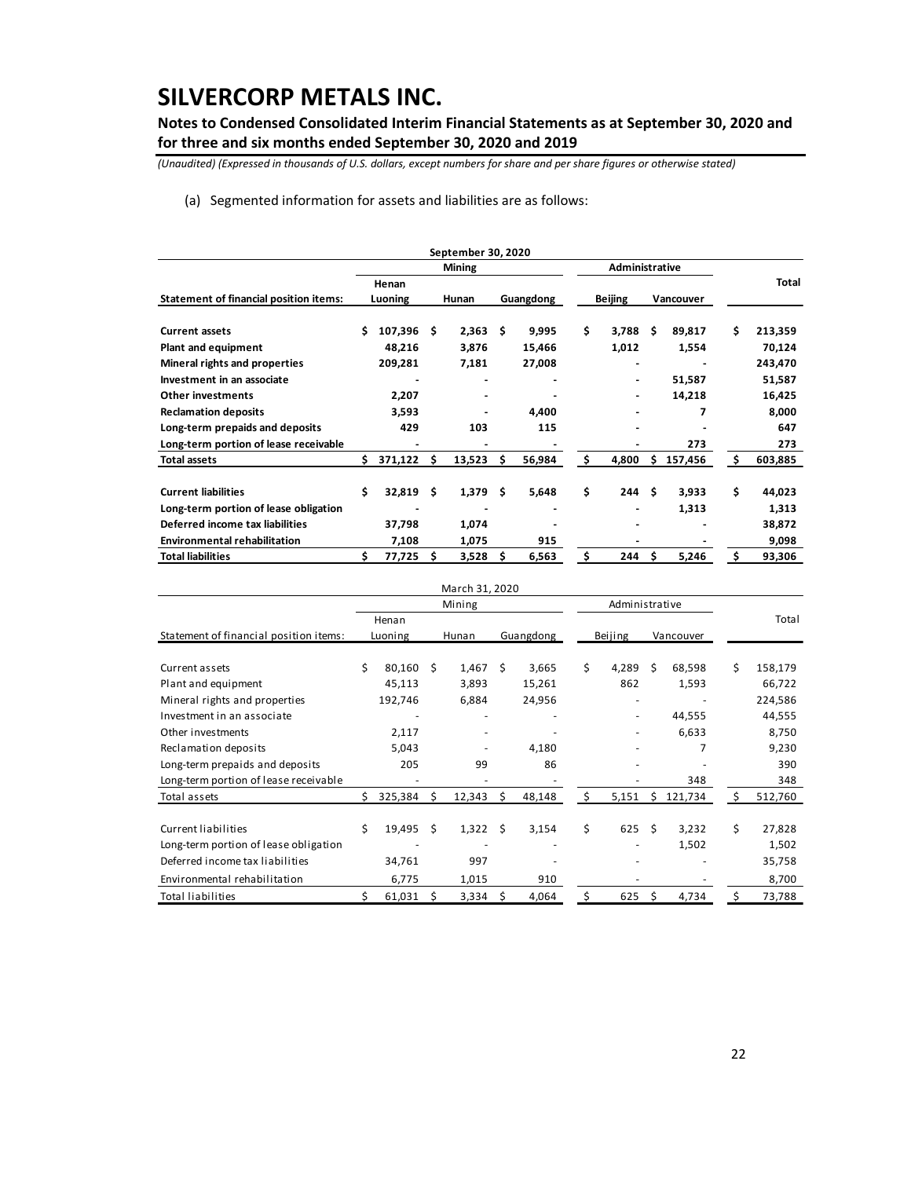# SILVERCORP METALS INC.

**Notes to Condensed Consolidated Interim Financial Statements as at September 30, 2020 and for three and six months ended September 30, 2020 and 2019**

*(Unaudited) (Expressed in thousands of U.S. dollars, except numbers for share and per share figures or otherwise stated)*

(a) Segmented information for assets and liabilities are as follows:

| **September 30, 2020** | | | | | | |
|---|---|---|---|---|---|---|
| | **Mining** | | | **Administrative** | | |
| | **Henan** | | | | | **Total** |
| **Statement of financial position items:** | **Luoning** | **Hunan** | **Guangdong** | **Beijing** | **Vancouver** | |
| **Current assets** | **$ 107,396** | **$ 2,363** | **$ 9,995** | **$ 3,788** | **$ 89,817** | **$ 213,359** |
| **Plant and equipment** | **48,216** | **3,876** | **15,466** | **1,012** | **1,554** | **70,124** |
| **Mineral rights and properties** | **209,281** | **7,181** | **27,008** | **-** | **-** | **243,470** |
| **Investment in an associate** | **-** | **-** | **-** | **-** | **51,587** | **51,587** |
| **Other investments** | **2,207** | **-** | **-** | **-** | **14,218** | **16,425** |
| **Reclamation deposits** | **3,593** | **-** | **4,400** | **-** | **7** | **8,000** |
| **Long-term prepaids and deposits** | **429** | **103** | **115** | **-** | **-** | **647** |
| **Long-term portion of lease receivable** | **-** | **-** | **-** | **-** | **273** | **273** |
| **Total assets** | **$ 371,122** | **$ 13,523** | **$ 56,984** | **$ 4,800** | **$ 157,456** | **$ 603,885** |
| | | | | | | |
| **Current liabilities** | **$ 32,819** | **$ 1,379** | **$ 5,648** | **$ 244** | **$ 3,933** | **$ 44,023** |
| **Long-term portion of lease obligation** | **-** | **-** | **-** | **-** | **1,313** | **1,313** |
| **Deferred income tax liabilities** | **37,798** | **1,074** | **-** | **-** | **-** | **38,872** |
| **Environmental rehabilitation** | **7,108** | **1,075** | **915** | **-** | **-** | **9,098** |
| **Total liabilities** | **$ 77,725** | **$ 3,528** | **$ 6,563** | **$ 244** | **$ 5,246** | **$ 93,306** |

| March 31, 2020 | | | | | | |
|---|---|---|---|---|---|---|
| | Mining | | | Administrative | | |
| | Henan | | | | | Total |
| Statement of financial position items: | Luoning | Hunan | Guangdong | Beijing | Vancouver | |
| Current assets | $ 80,160 | $ 1,467 | $ 3,665 | $ 4,289 | $ 68,598 | $ 158,179 |
| Plant and equipment | 45,113 | 3,893 | 15,261 | 862 | 1,593 | 66,722 |
| Mineral rights and properties | 192,746 | 6,884 | 24,956 | - | - | 224,586 |
| Investment in an associate | - | - | - | - | 44,555 | 44,555 |
| Other investments | 2,117 | - | - | - | 6,633 | 8,750 |
| Reclamation deposits | 5,043 | - | 4,180 | - | 7 | 9,230 |
| Long-term prepaids and deposits | 205 | 99 | 86 | - | - | 390 |
| Long-term portion of lease receivable | - | - | - | - | 348 | 348 |
| Total assets | $ 325,384 | $ 12,343 | $ 48,148 | $ 5,151 | $ 121,734 | $ 512,760 |
| | | | | | | |
| Current liabilities | $ 19,495 | $ 1,322 | $ 3,154 | $ 625 | $ 3,232 | $ 27,828 |
| Long-term portion of lease obligation | - | - | - | - | 1,502 | 1,502 |
| Deferred income tax liabilities | 34,761 | 997 | - | - | - | 35,758 |
| Environmental rehabilitation | 6,775 | 1,015 | 910 | - | - | 8,700 |
| Total liabilities | $ 61,031 | $ 3,334 | $ 4,064 | $ 625 | $ 4,734 | $ 73,788 |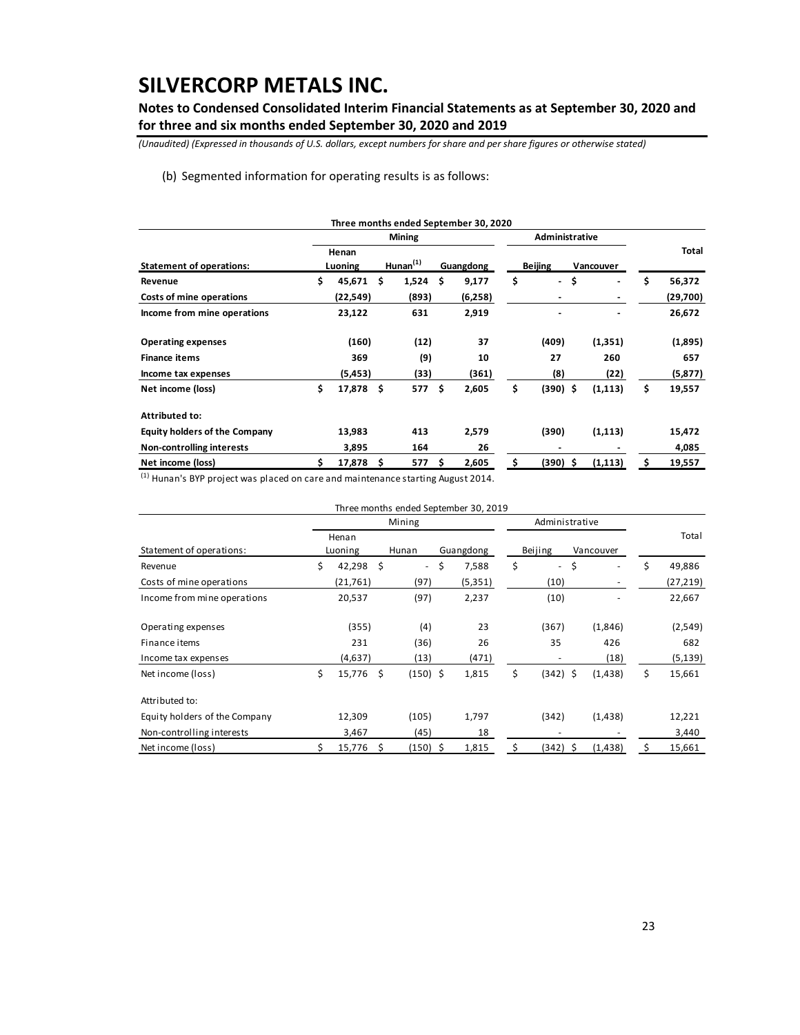# SILVERCORP METALS INC.

**Notes to Condensed Consolidated Interim Financial Statements as at September 30, 2020 and for three and six months ended September 30, 2020 and 2019**

*(Unaudited) (Expressed in thousands of U.S. dollars, except numbers for share and per share figures or otherwise stated)*

(b) Segmented information for operating results is as follows:

| **Three months ended September 30, 2020** | | | | | | |
|---|---|---|---|---|---|---|
| | **Mining** | | | **Administrative** | | |
| **Statement of operations:** | **Henan Luoning** | **Hunan[1]** | **Guangdong** | **Beijing** | **Vancouver** | **Total** |
| **Revenue** | **$ 45,671** | **$ 1,524** | **$ 9,177** | **$ -** | **$ -** | **$ 56,372** |
| **Costs of mine operations** | **(22,549)** | **(893)** | **(6,258)** | **-** | **-** | **(29,700)** |
| **Income from mine operations** | **23,122** | **631** | **2,919** | **-** | **-** | **26,672** |
| | | | | | | |
| **Operating expenses** | **(160)** | **(12)** | **37** | **(409)** | **(1,351)** | **(1,895)** |
| **Finance items** | **369** | **(9)** | **10** | **27** | **260** | **657** |
| **Income tax expenses** | **(5,453)** | **(33)** | **(361)** | **(8)** | **(22)** | **(5,877)** |
| **Net income (loss)** | **$ 17,878** | **$ 577** | **$ 2,605** | **$ (390)** | **$ (1,113)** | **$ 19,557** |
| | | | | | | |
| **Attributed to:** | | | | | | |
| **Equity holders of the Company** | **13,983** | **413** | **2,579** | **(390)** | **(1,113)** | **15,472** |
| **Non-controlling interests** | **3,895** | **164** | **26** | **-** | **-** | **4,085** |
| **Net income (loss)** | **$ 17,878** | **$ 577** | **$ 2,605** | **$ (390)** | **$ (1,113)** | **$ 19,557** |

[1] Hunan's BYP project was placed on care and maintenance starting August 2014.

| Three months ended September 30, 2019 | | | | | | |
|---|---|---|---|---|---|---|
| | Mining | | | Administrative | | |
| Statement of operations: | Henan Luoning | Hunan | Guangdong | Beijing | Vancouver | Total |
| Revenue | $ 42,298 | $ - | $ 7,588 | $ - | $ - | $ 49,886 |
| Costs of mine operations | (21,761) | (97) | (5,351) | (10) | - | (27,219) |
| Income from mine operations | 20,537 | (97) | 2,237 | (10) | - | 22,667 |
| | | | | | | |
| Operating expenses | (355) | (4) | 23 | (367) | (1,846) | (2,549) |
| Finance items | 231 | (36) | 26 | 35 | 426 | 682 |
| Income tax expenses | (4,637) | (13) | (471) | - | (18) | (5,139) |
| Net income (loss) | $ 15,776 | $ (150) | $ 1,815 | $ (342) | $ (1,438) | $ 15,661 |
| | | | | | | |
| Attributed to: | | | | | | |
| Equity holders of the Company | 12,309 | (105) | 1,797 | (342) | (1,438) | 12,221 |
| Non-controlling interests | 3,467 | (45) | 18 | - | - | 3,440 |
| Net income (loss) | $ 15,776 | $ (150) | $ 1,815 | $ (342) | $ (1,438) | $ 15,661 |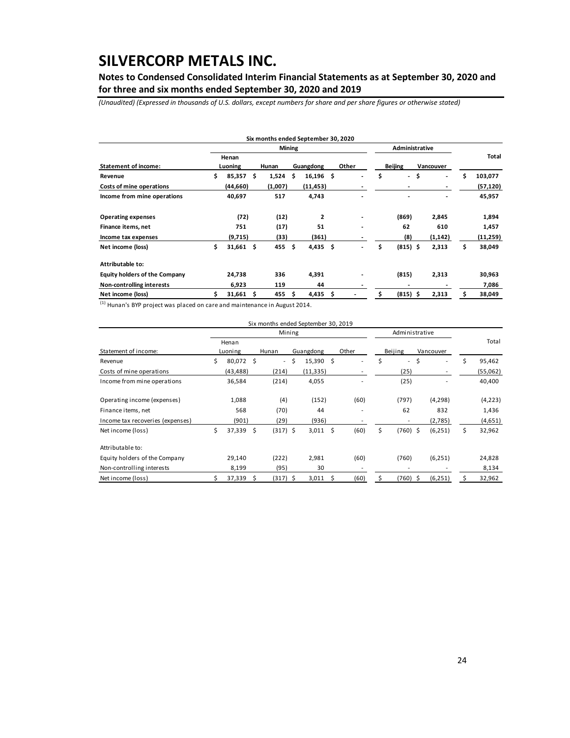# SILVERCORP METALS INC.

**Notes to Condensed Consolidated Interim Financial Statements as at September 30, 2020 and for three and six months ended September 30, 2020 and 2019**

*(Unaudited) (Expressed in thousands of U.S. dollars, except numbers for share and per share figures or otherwise stated)*

| | Six months ended September 30, 2020 | | | | | | |
|---|---|---|---|---|---|---|---|
| | Mining | | | | Administrative | | |
| **Statement of income:** | **Henan Luoning** | **Hunan** | **Guangdong** | **Other** | **Beijing** | **Vancouver** | **Total** |
| **Revenue** | $ 85,357 | $ 1,524 | $ 16,196 | $ - | $ - | $ - | $ 103,077 |
| **Costs of mine operations** | (44,660) | (1,007) | (11,453) | - | - | - | (57,120) |
| **Income from mine operations** | 40,697 | 517 | 4,743 | - | - | - | 45,957 |
| **Operating expenses** | (72) | (12) | 2 | - | (869) | 2,845 | 1,894 |
| **Finance items, net** | 751 | (17) | 51 | - | 62 | 610 | 1,457 |
| **Income tax expenses** | (9,715) | (33) | (361) | - | (8) | (1,142) | (11,259) |
| **Net income (loss)** | $ 31,661 | $ 455 | $ 4,435 | $ - | $ (815) | $ 2,313 | $ 38,049 |
| **Attributable to:** | | | | | | | |
| **Equity holders of the Company** | 24,738 | 336 | 4,391 | - | (815) | 2,313 | 30,963 |
| **Non-controlling interests** | 6,923 | 119 | 44 | - | - | - | 7,086 |
| **Net income (loss)** | $ 31,661 | $ 455 | $ 4,435 | $ - | $ (815) | $ 2,313 | $ 38,049 |

(1) Hunan's BYP project was placed on care and maintenance in August 2014.

| | Six months ended September 30, 2019 | | | | | | |
|---|---|---|---|---|---|---|---|
| | Mining | | | | Administrative | | |
| Statement of income: | Henan Luoning | Hunan | Guangdong | Other | Beijing | Vancouver | Total |
| Revenue | $ 80,072 | $ - | $ 15,390 | $ - | $ - | $ - | $ 95,462 |
| Costs of mine operations | (43,488) | (214) | (11,335) | - | (25) | - | (55,062) |
| Income from mine operations | 36,584 | (214) | 4,055 | - | (25) | - | 40,400 |
| Operating income (expenses) | 1,088 | (4) | (152) | (60) | (797) | (4,298) | (4,223) |
| Finance items, net | 568 | (70) | 44 | - | 62 | 832 | 1,436 |
| Income tax recoveries (expenses) | (901) | (29) | (936) | - | - | (2,785) | (4,651) |
| Net income (loss) | $ 37,339 | $ (317) | $ 3,011 | $ (60) | $ (760) | $ (6,251) | $ 32,962 |
| Attributable to: | | | | | | | |
| Equity holders of the Company | 29,140 | (222) | 2,981 | (60) | (760) | (6,251) | 24,828 |
| Non-controlling interests | 8,199 | (95) | 30 | - | - | - | 8,134 |
| Net income (loss) | $ 37,339 | $ (317) | $ 3,011 | $ (60) | $ (760) | $ (6,251) | $ 32,962 |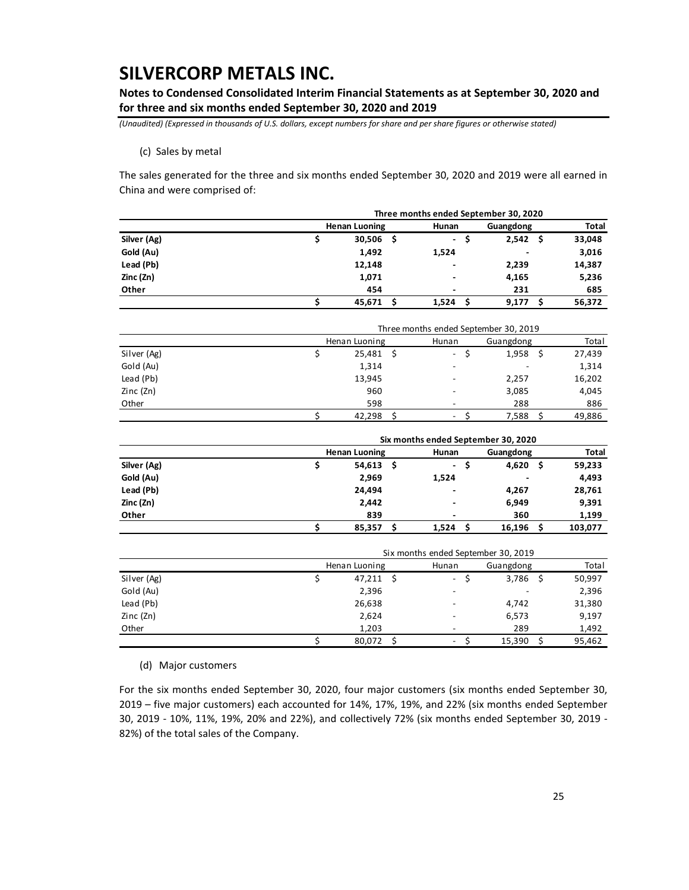(c) Sales by metal

The sales generated for the three and six months ended September 30, 2020 and 2019 were all earned in China and were comprised of:

| | Three months ended September 30, 2020 | | | |
|---|---|---|---|---|
| | **Henan Luoning** | **Hunan** | **Guangdong** | **Total** |
| **Silver (Ag)** | **$ 30,506** | **$ -** | **$ 2,542** | **$ 33,048** |
| **Gold (Au)** | **1,492** | **1,524** | **-** | **3,016** |
| **Lead (Pb)** | **12,148** | **-** | **2,239** | **14,387** |
| **Zinc (Zn)** | **1,071** | **-** | **4,165** | **5,236** |
| **Other** | **454** | **-** | **231** | **685** |
| | **$ 45,671** | **$ 1,524** | **$ 9,177** | **$ 56,372** |

| | Three months ended September 30, 2019 | | | |
|---|---|---|---|---|
| | Henan Luoning | Hunan | Guangdong | Total |
| Silver (Ag) | $ 25,481 | $ - | $ 1,958 | $ 27,439 |
| Gold (Au) | 1,314 | - | - | 1,314 |
| Lead (Pb) | 13,945 | - | 2,257 | 16,202 |
| Zinc (Zn) | 960 | - | 3,085 | 4,045 |
| Other | 598 | - | 288 | 886 |
| | $ 42,298 | $ - | $ 7,588 | $ 49,886 |

| | Six months ended September 30, 2020 | | | |
|---|---|---|---|---|
| | **Henan Luoning** | **Hunan** | **Guangdong** | **Total** |
| **Silver (Ag)** | **$ 54,613** | **$ -** | **$ 4,620** | **$ 59,233** |
| **Gold (Au)** | **2,969** | **1,524** | **-** | **4,493** |
| **Lead (Pb)** | **24,494** | **-** | **4,267** | **28,761** |
| **Zinc (Zn)** | **2,442** | **-** | **6,949** | **9,391** |
| **Other** | **839** | **-** | **360** | **1,199** |
| | **$ 85,357** | **$ 1,524** | **$ 16,196** | **$ 103,077** |

| | Six months ended September 30, 2019 | | | |
|---|---|---|---|---|
| | Henan Luoning | Hunan | Guangdong | Total |
| Silver (Ag) | $ 47,211 | $ - | $ 3,786 | $ 50,997 |
| Gold (Au) | 2,396 | - | - | 2,396 |
| Lead (Pb) | 26,638 | - | 4,742 | 31,380 |
| Zinc (Zn) | 2,624 | - | 6,573 | 9,197 |
| Other | 1,203 | - | 289 | 1,492 |
| | $ 80,072 | $ - | $ 15,390 | $ 95,462 |

(d) Major customers

For the six months ended September 30, 2020, four major customers (six months ended September 30, 2019 – five major customers) each accounted for 14%, 17%, 19%, and 22% (six months ended September 30, 2019 - 10%, 11%, 19%, 20% and 22%), and collectively 72% (six months ended September 30, 2019 - 82%) of the total sales of the Company.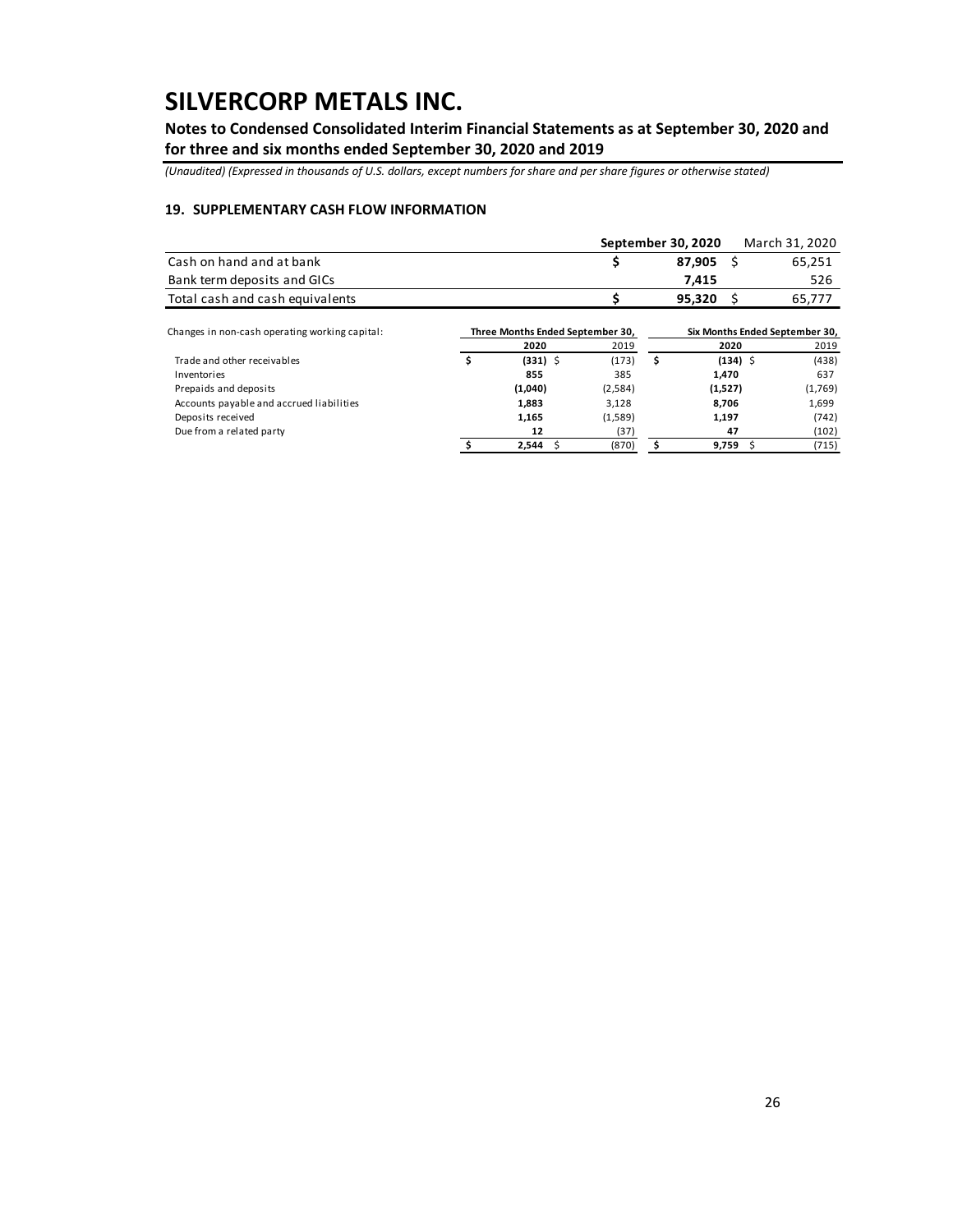## 19. SUPPLEMENTARY CASH FLOW INFORMATION

| | September 30, 2020 | March 31, 2020 |
|---|---|---|
| Cash on hand and at bank | $ 87,905 | $ 65,251 |
| Bank term deposits and GICs | 7,415 | 526 |
| Total cash and cash equivalents | $ 95,320 | $ 65,777 |

| Changes in non-cash operating working capital: | Three Months Ended September 30, | | Six Months Ended September 30, | |
|---|---|---|---|---|
| | 2020 | 2019 | 2020 | 2019 |
| Trade and other receivables | $ (331) | $ (173) | $ (134) | $ (438) |
| Inventories | 855 | 385 | 1,470 | 637 |
| Prepaids and deposits | (1,040) | (2,584) | (1,527) | (1,769) |
| Accounts payable and accrued liabilities | 1,883 | 3,128 | 8,706 | 1,699 |
| Deposits received | 1,165 | (1,589) | 1,197 | (742) |
| Due from a related party | 12 | (37) | 47 | (102) |
| | $ 2,544 | $ (870) | $ 9,759 | $ (715) |